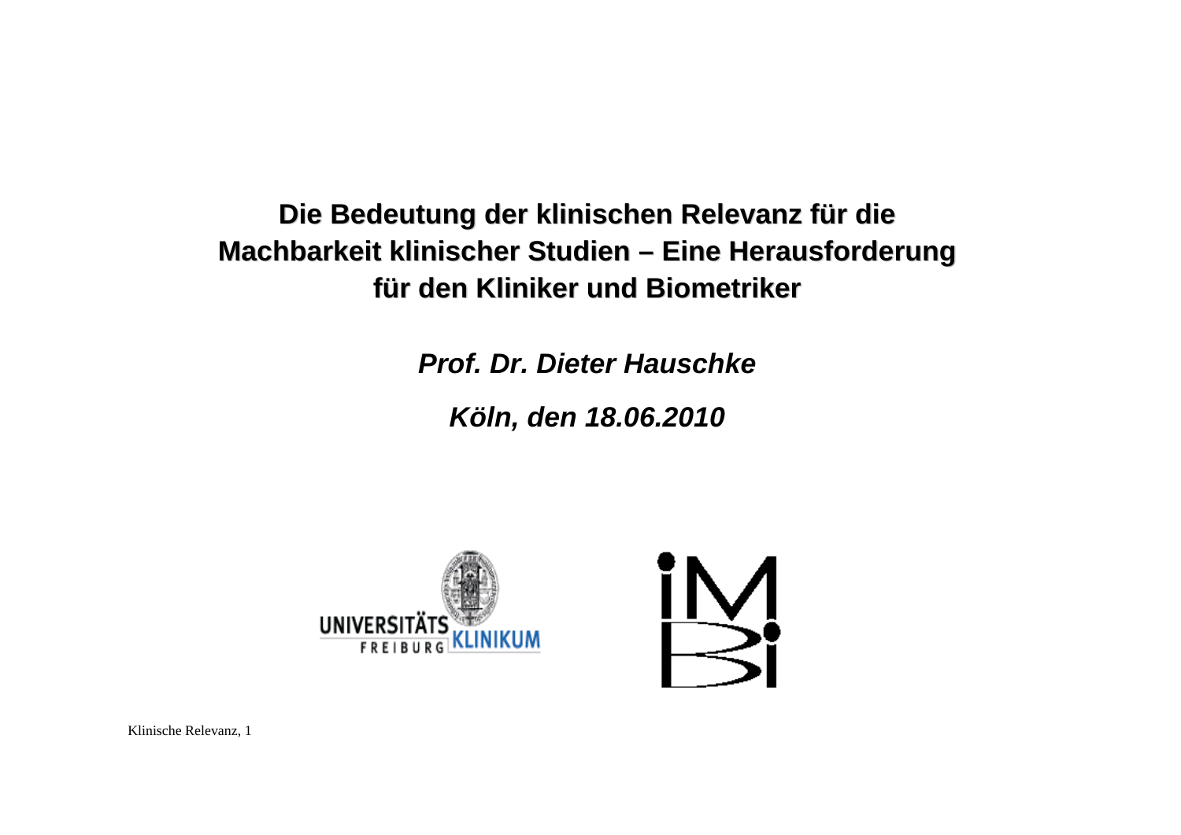# Die Bedeutung der klinischen Relevanz für die Machbarkeit klinischer Studien – Eine Herausforderung für den Kliniker und Biometriker

***Prof. Dr. Dieter Hauschke***

***Köln, den 18.06.2010***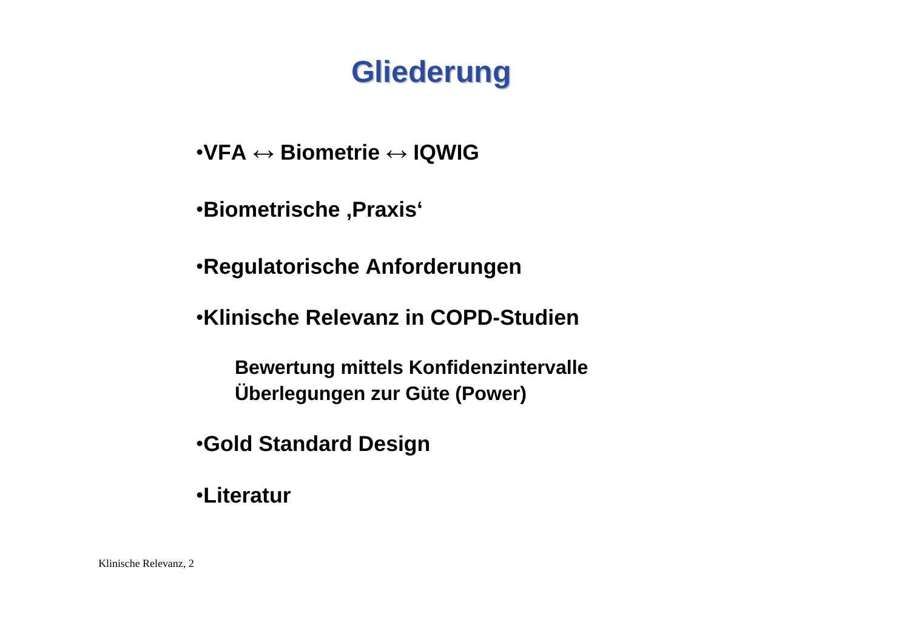# Gliederung

- **VFA ↔ Biometrie ↔ IQWIG**
- **Biometrische ‚Praxis‘**
- **Regulatorische Anforderungen**
- **Klinische Relevanz in COPD-Studien**

  **Bewertung mittels Konfidenzintervalle**
  **Überlegungen zur Güte (Power)**

- **Gold Standard Design**
- **Literatur**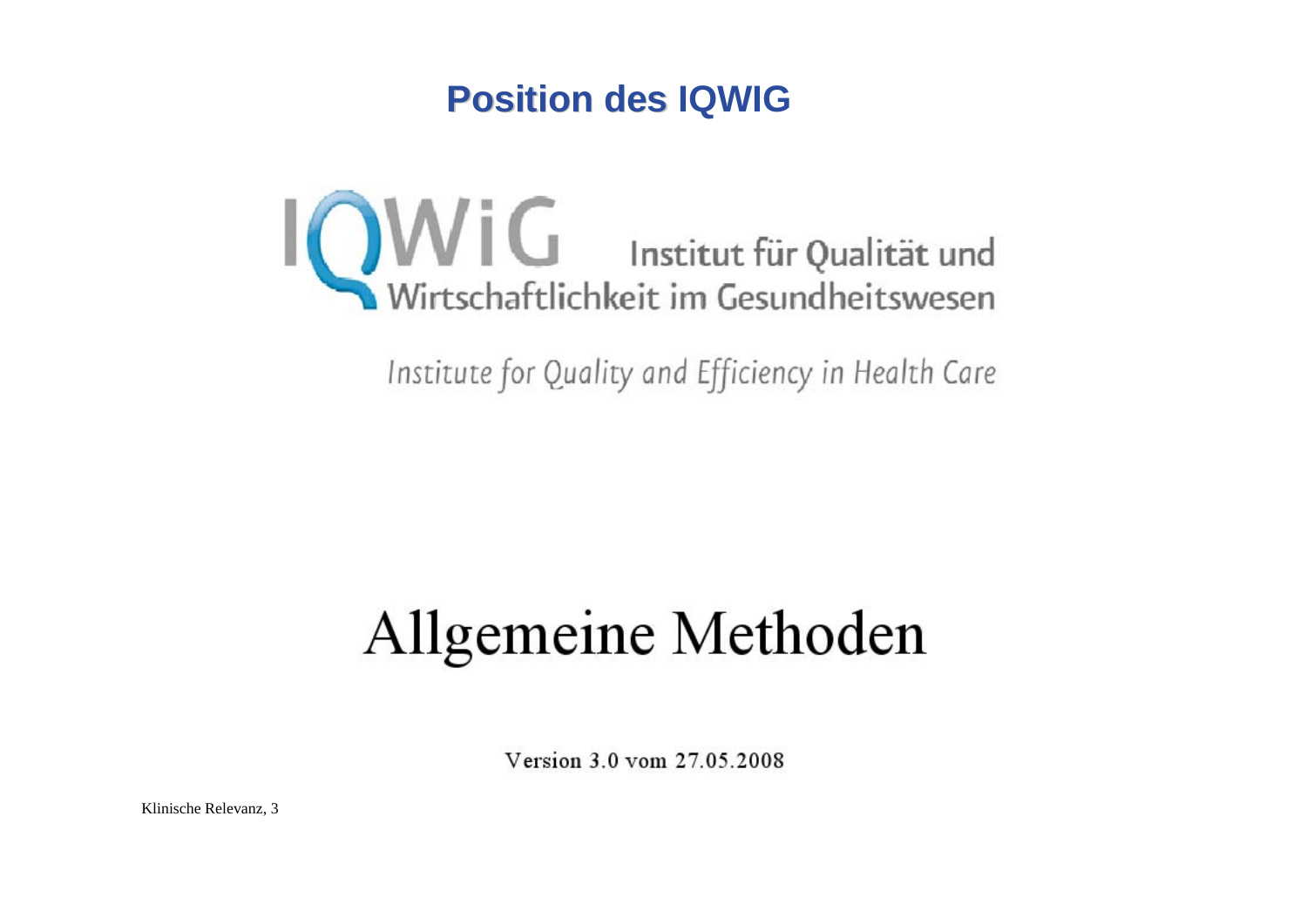# Position des IQWIG

IQWiG Institut für Qualität und Wirtschaftlichkeit im Gesundheitswesen

*Institute for Quality and Efficiency in Health Care*

## Allgemeine Methoden

Version 3.0 vom 27.05.2008

Klinische Relevanz, 3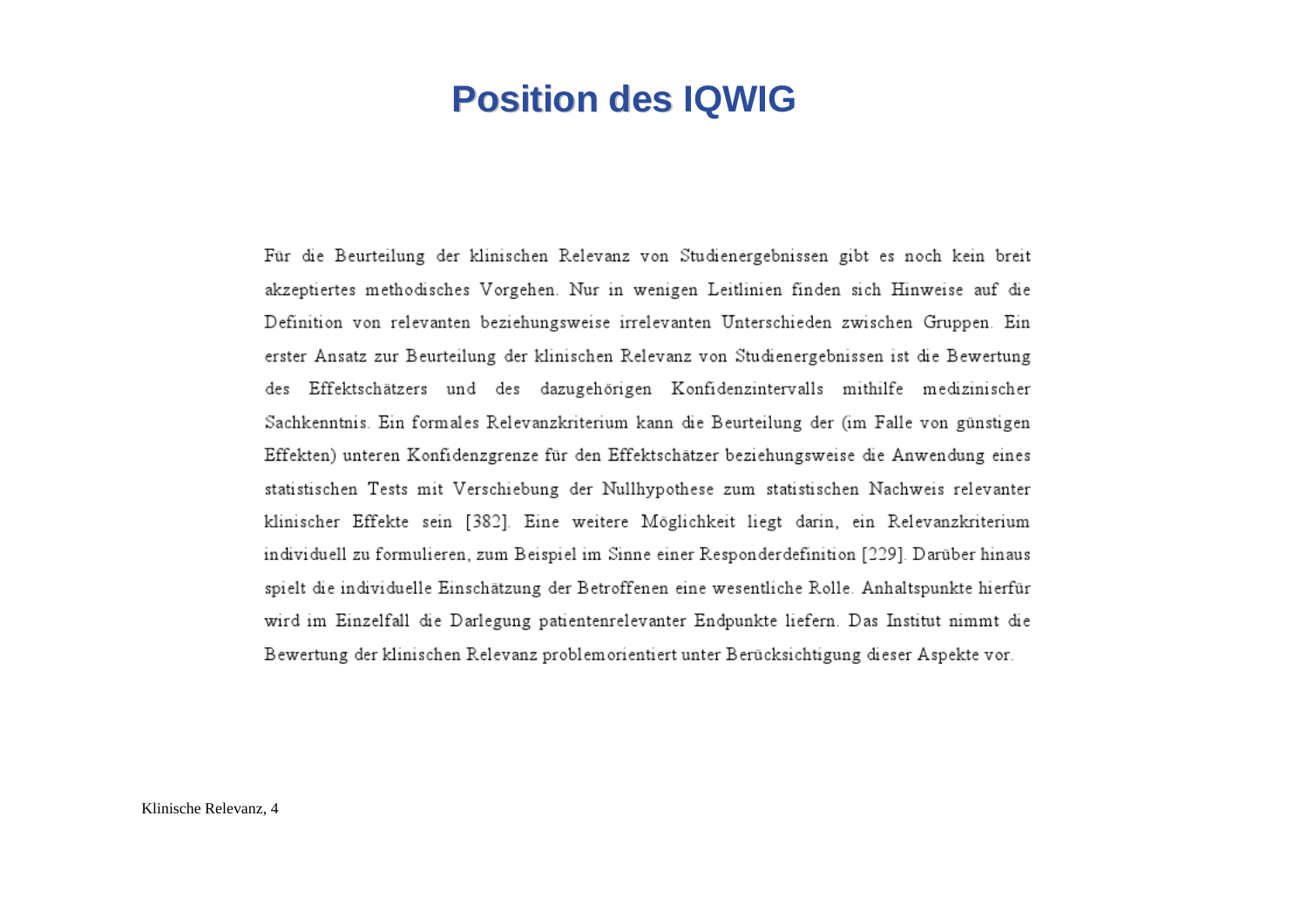# Position des IQWIG

Für die Beurteilung der klinischen Relevanz von Studienergebnissen gibt es noch kein breit akzeptiertes methodisches Vorgehen. Nur in wenigen Leitlinien finden sich Hinweise auf die Definition von relevanten beziehungsweise irrelevanten Unterschieden zwischen Gruppen. Ein erster Ansatz zur Beurteilung der klinischen Relevanz von Studienergebnissen ist die Bewertung des Effektschätzers und des dazugehörigen Konfidenzintervalls mithilfe medizinischer Sachkenntnis. Ein formales Relevanzkriterium kann die Beurteilung der (im Falle von günstigen Effekten) unteren Konfidenzgrenze für den Effektschätzer beziehungsweise die Anwendung eines statistischen Tests mit Verschiebung der Nullhypothese zum statistischen Nachweis relevanter klinischer Effekte sein [382]. Eine weitere Möglichkeit liegt darin, ein Relevanzkriterium individuell zu formulieren, zum Beispiel im Sinne einer Responderdefinition [229]. Darüber hinaus spielt die individuelle Einschätzung der Betroffenen eine wesentliche Rolle. Anhaltspunkte hierfür wird im Einzelfall die Darlegung patientenrelevanter Endpunkte liefern. Das Institut nimmt die Bewertung der klinischen Relevanz problemorientiert unter Berücksichtigung dieser Aspekte vor.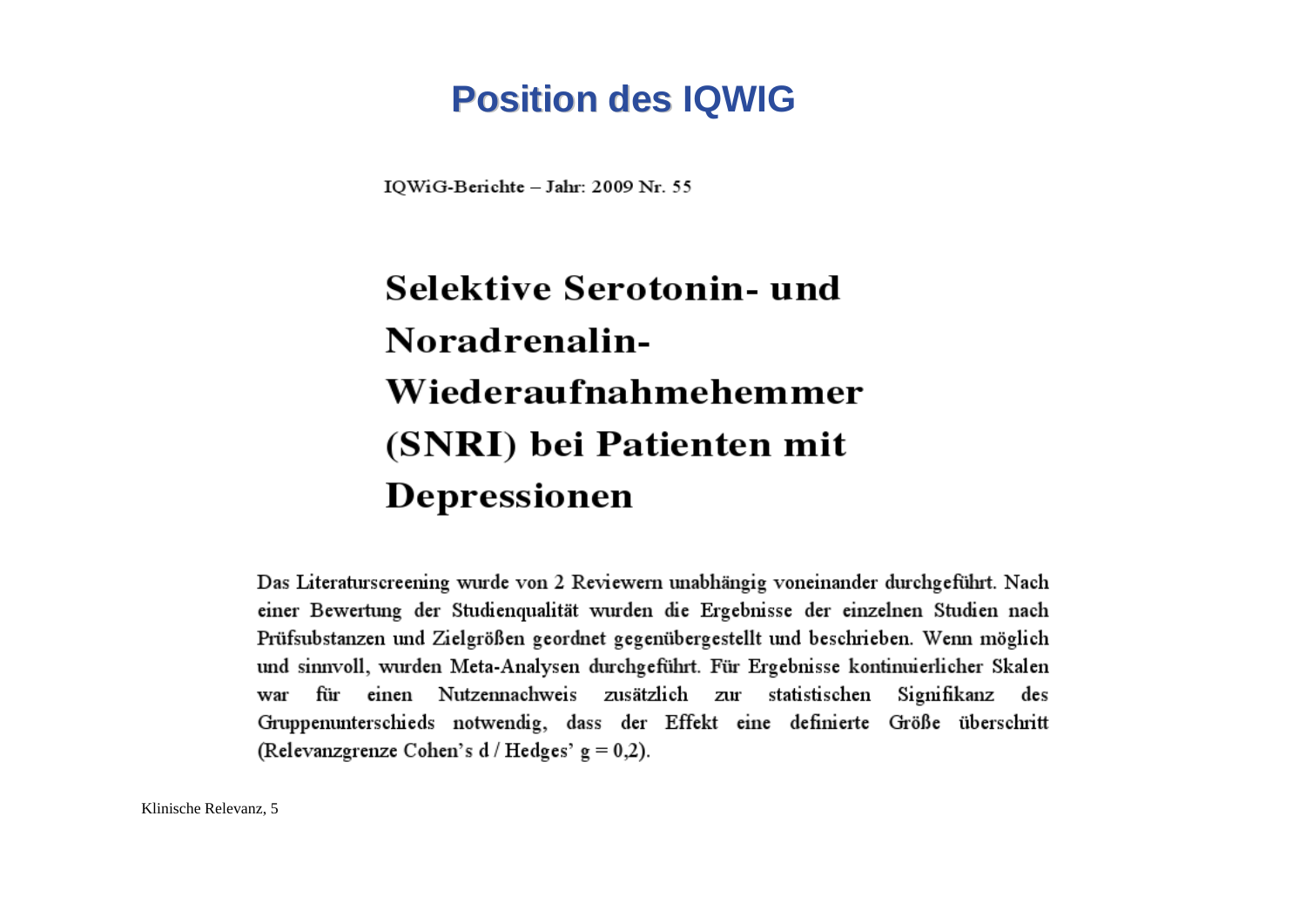# Position des IQWIG

IQWiG-Berichte – Jahr: 2009 Nr. 55

## Selektive Serotonin- und Noradrenalin-Wiederaufnahmehemmer (SNRI) bei Patienten mit Depressionen

Das Literaturscreening wurde von 2 Reviewern unabhängig voneinander durchgeführt. Nach einer Bewertung der Studienqualität wurden die Ergebnisse der einzelnen Studien nach Prüfsubstanzen und Zielgrößen geordnet gegenübergestellt und beschrieben. Wenn möglich und sinnvoll, wurden Meta-Analysen durchgeführt. Für Ergebnisse kontinuierlicher Skalen war für einen Nutzennachweis zusätzlich zur statistischen Signifikanz des Gruppenunterschieds notwendig, dass der Effekt eine definierte Größe überschritt (Relevanzgrenze Cohen's d / Hedges' g = 0,2).

Klinische Relevanz, 5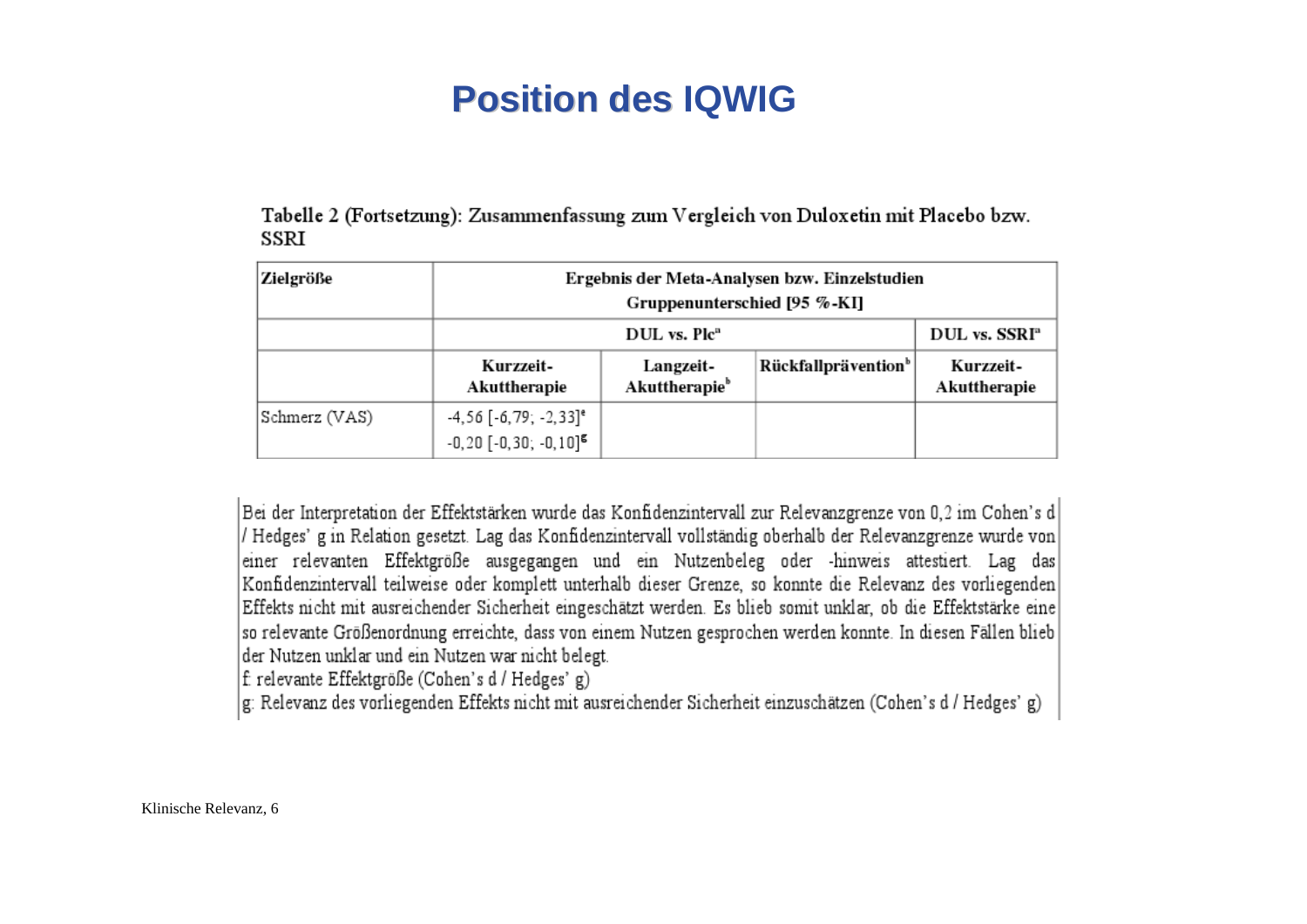# Position des IQWIG

Tabelle 2 (Fortsetzung): Zusammenfassung zum Vergleich von Duloxetin mit Placebo bzw. SSRI

| Zielgröße | Ergebnis der Meta-Analysen bzw. Einzelstudien Gruppenunterschied [95 %-KI] | | | |
|---|---|---|---|---|
| | DUL vs. Plc[a] | | | DUL vs. SSRI[a] |
| | Kurzzeit-Akuttherapie | Langzeit-Akuttherapie[b] | Rückfallprävention[b] | Kurzzeit-Akuttherapie |
| Schmerz (VAS) | -4,56 [-6,79; -2,33][e] <br> -0,20 [-0,30; -0,10][g] | | | |

Bei der Interpretation der Effektstärken wurde das Konfidenzintervall zur Relevanzgrenze von 0,2 im Cohen's d / Hedges' g in Relation gesetzt. Lag das Konfidenzintervall vollständig oberhalb der Relevanzgrenze wurde von einer relevanten Effektgröße ausgegangen und ein Nutzenbeleg oder -hinweis attestiert. Lag das Konfidenzintervall teilweise oder komplett unterhalb dieser Grenze, so konnte die Relevanz des vorliegenden Effekts nicht mit ausreichender Sicherheit eingeschätzt werden. Es blieb somit unklar, ob die Effektstärke eine so relevante Größenordnung erreichte, dass von einem Nutzen gesprochen werden konnte. In diesen Fällen blieb der Nutzen unklar und ein Nutzen war nicht belegt.

f: relevante Effektgröße (Cohen's d / Hedges' g)

g: Relevanz des vorliegenden Effekts nicht mit ausreichender Sicherheit einzuschätzen (Cohen's d / Hedges' g)

Klinische Relevanz, 6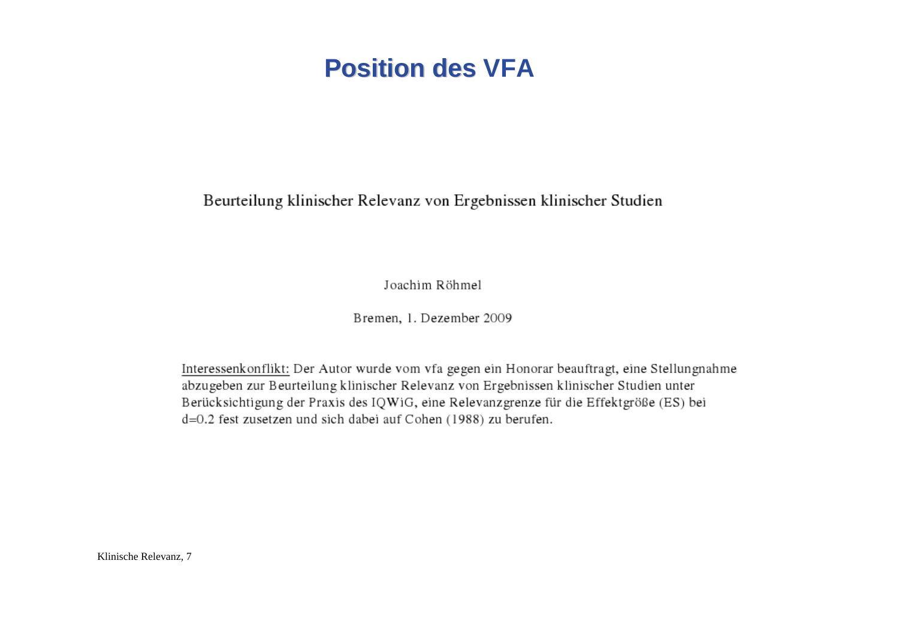# Position des VFA

Beurteilung klinischer Relevanz von Ergebnissen klinischer Studien

Joachim Röhmel

Bremen, 1. Dezember 2009

Interessenkonflikt: Der Autor wurde vom vfa gegen ein Honorar beauftragt, eine Stellungnahme abzugeben zur Beurteilung klinischer Relevanz von Ergebnissen klinischer Studien unter Berücksichtigung der Praxis des IQWiG, eine Relevanzgrenze für die Effektgröße (ES) bei d=0.2 fest zusetzen und sich dabei auf Cohen (1988) zu berufen.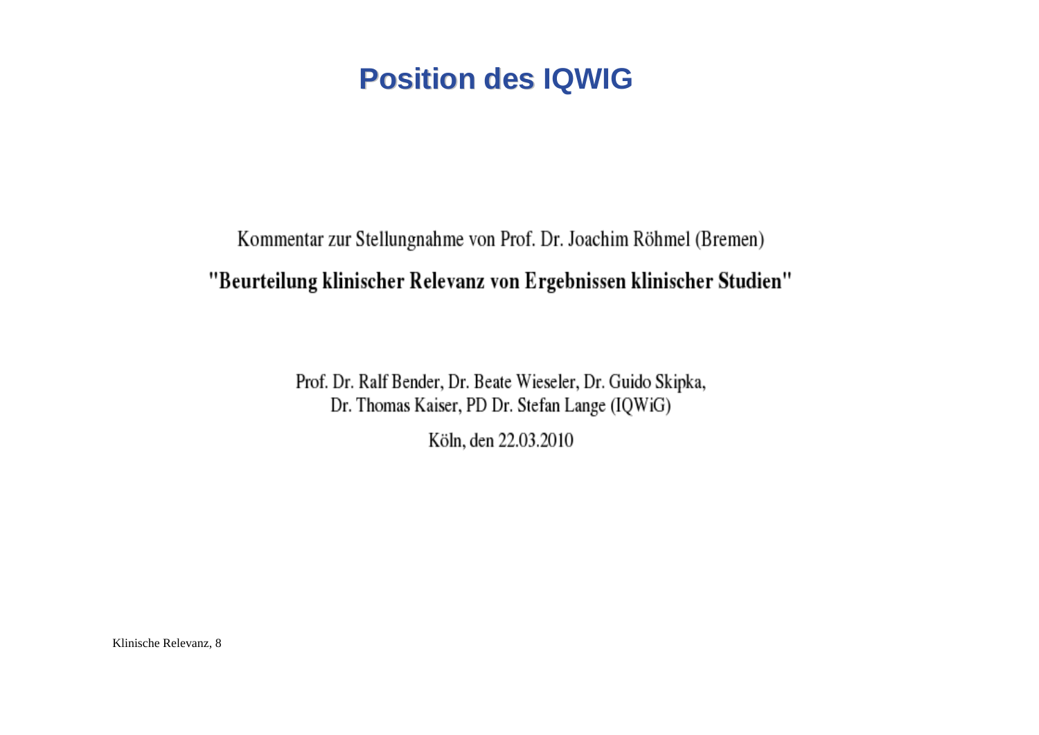# Position des IQWIG

Kommentar zur Stellungnahme von Prof. Dr. Joachim Röhmel (Bremen)

**"Beurteilung klinischer Relevanz von Ergebnissen klinischer Studien"**

Prof. Dr. Ralf Bender, Dr. Beate Wieseler, Dr. Guido Skipka, Dr. Thomas Kaiser, PD Dr. Stefan Lange (IQWiG)

Köln, den 22.03.2010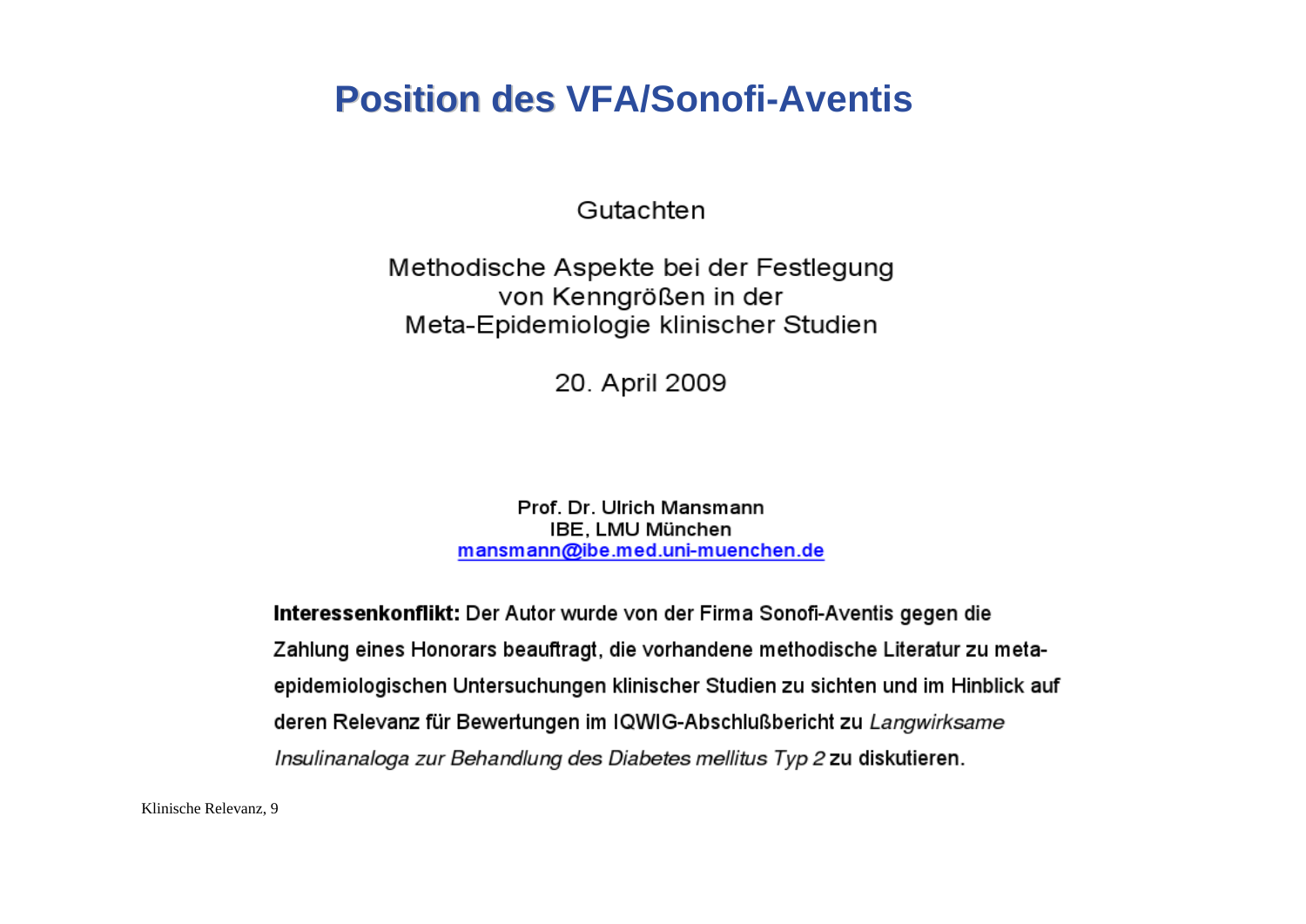# Position des VFA/Sonofi-Aventis

Gutachten

Methodische Aspekte bei der Festlegung von Kenngrößen in der Meta-Epidemiologie klinischer Studien

20. April 2009

**Prof. Dr. Ulrich Mansmann**
**IBE, LMU München**
**mansmann@ibe.med.uni-muenchen.de**

**Interessenkonflikt:** Der Autor wurde von der Firma Sonofi-Aventis gegen die Zahlung eines Honorars beauftragt, die vorhandene methodische Literatur zu meta-epidemiologischen Untersuchungen klinischer Studien zu sichten und im Hinblick auf deren Relevanz für Bewertungen im IQWIG-Abschlußbericht zu *Langwirksame Insulinanaloga zur Behandlung des Diabetes mellitus Typ 2* zu diskutieren.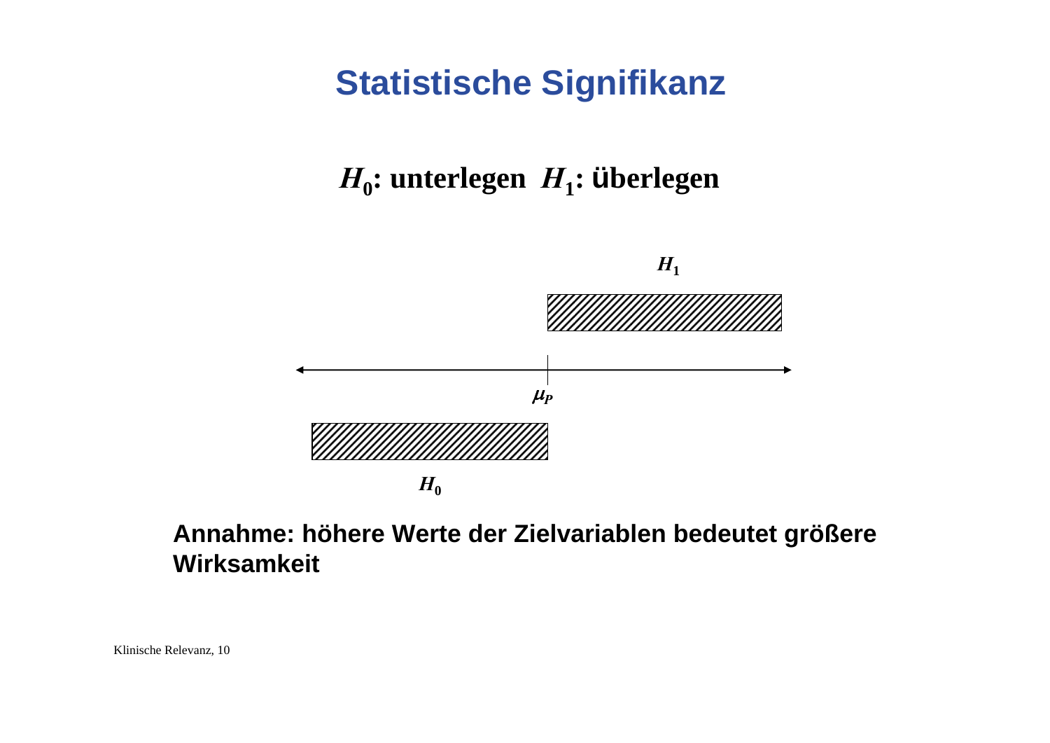# Statistische Signifikanz

**$H_0$: unterlegen  $H_1$: überlegen**

$H_1$

$\mu_P$

$H_0$

**Annahme: höhere Werte der Zielvariablen bedeutet größere Wirksamkeit**

Klinische Relevanz, 10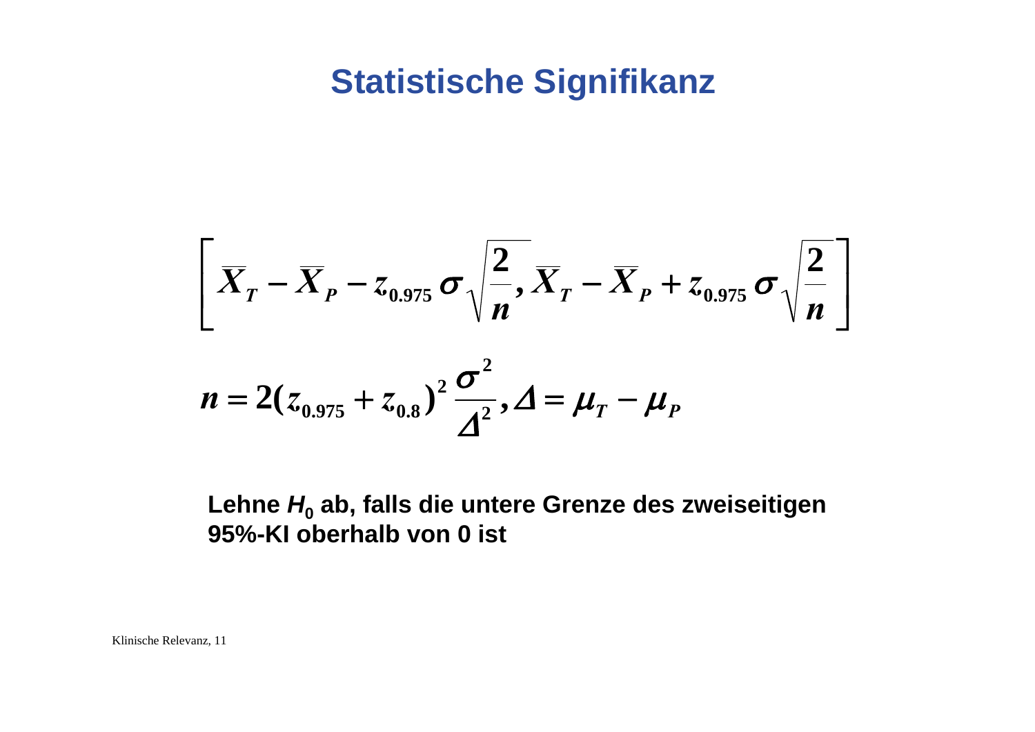# Statistische Signifikanz

$$\left[ \overline{X}_T - \overline{X}_P - z_{0.975}\,\sigma\sqrt{\frac{2}{n}}, \overline{X}_T - \overline{X}_P + z_{0.975}\,\sigma\sqrt{\frac{2}{n}} \right]$$

$$n = 2(z_{0.975} + z_{0.8})^2 \frac{\sigma^2}{\Delta^2}, \Delta = \mu_T - \mu_P$$

**Lehne $H_0$ ab, falls die untere Grenze des zweiseitigen 95%-KI oberhalb von 0 ist**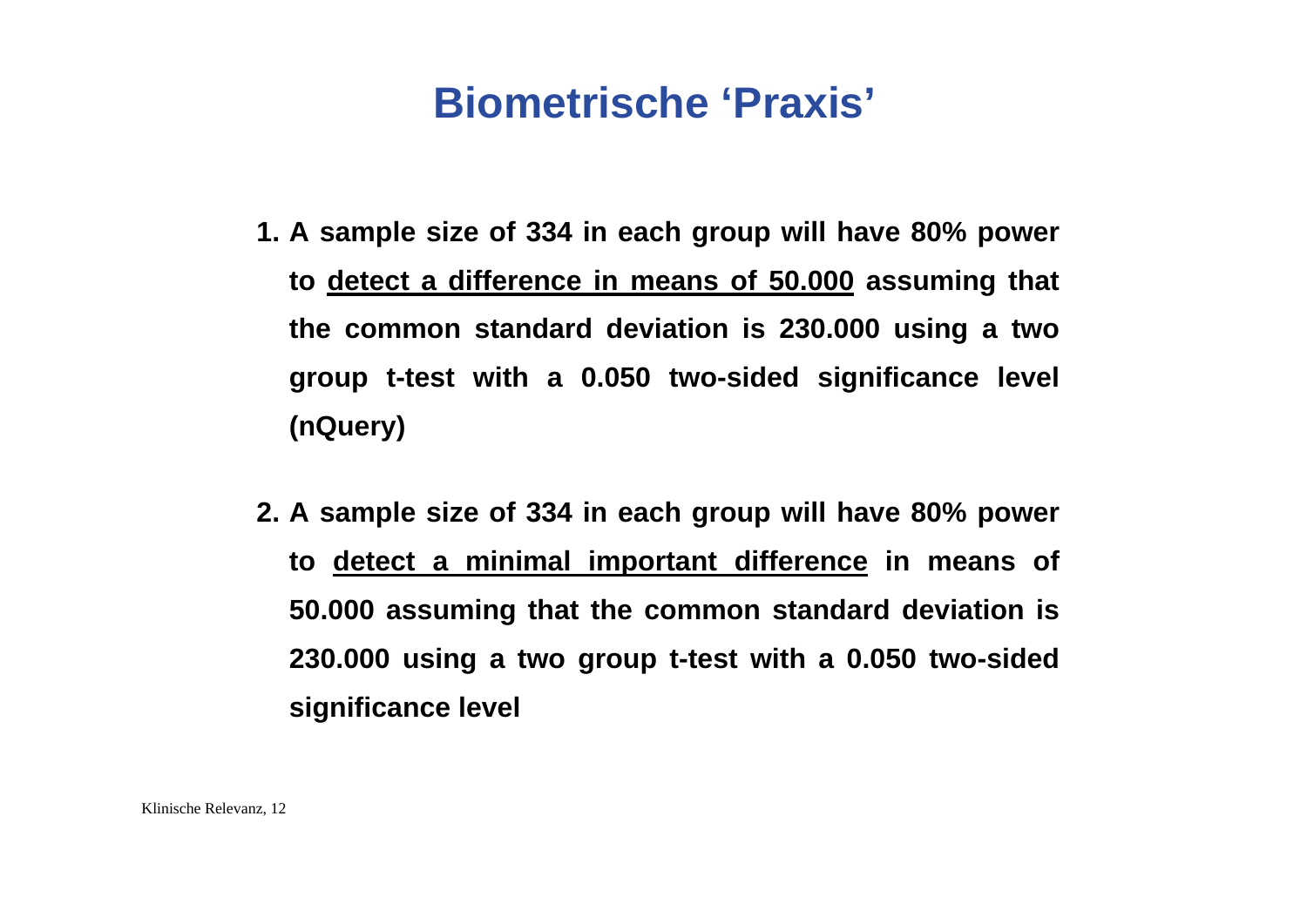# Biometrische 'Praxis'

1. **A sample size of 334 in each group will have 80% power to <u>detect a difference in means of 50.000</u> assuming that the common standard deviation is 230.000 using a two group t-test with a 0.050 two-sided significance level (nQuery)**

2. **A sample size of 334 in each group will have 80% power to <u>detect a minimal important difference</u> in means of 50.000 assuming that the common standard deviation is 230.000 using a two group t-test with a 0.050 two-sided significance level**

Klinische Relevanz, 12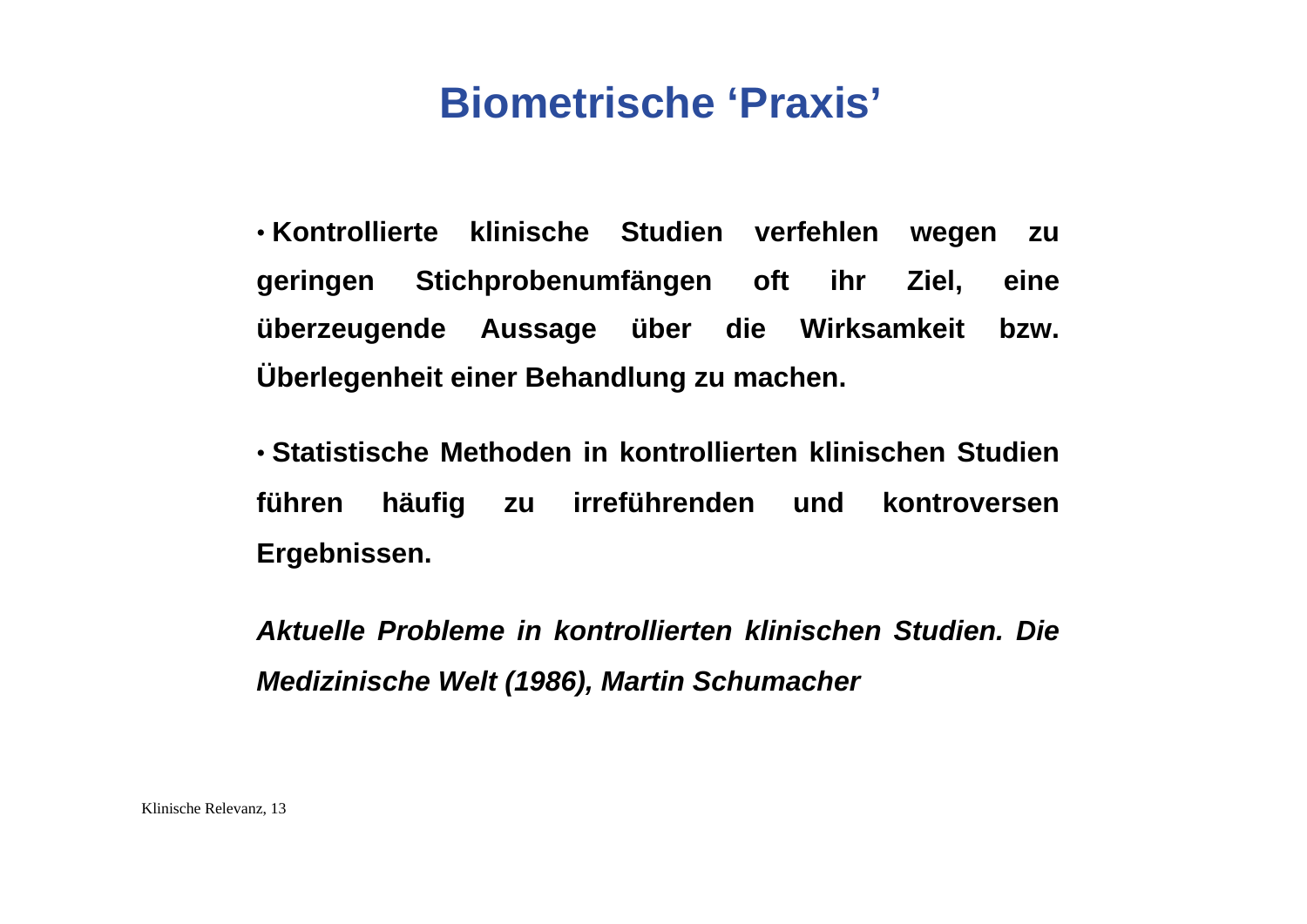# Biometrische ‘Praxis’

- **Kontrollierte klinische Studien verfehlen wegen zu geringen Stichprobenumfängen oft ihr Ziel, eine überzeugende Aussage über die Wirksamkeit bzw. Überlegenheit einer Behandlung zu machen.**

- **Statistische Methoden in kontrollierten klinischen Studien führen häufig zu irreführenden und kontroversen Ergebnissen.**

***Aktuelle Probleme in kontrollierten klinischen Studien. Die Medizinische Welt (1986), Martin Schumacher***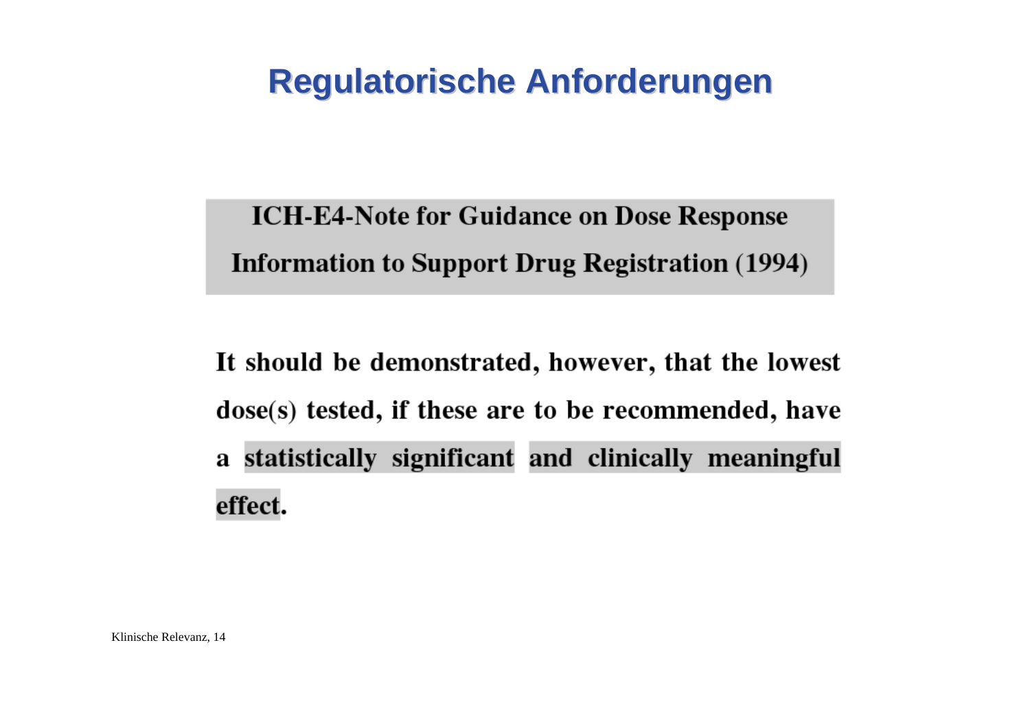# Regulatorische Anforderungen

**ICH-E4-Note for Guidance on Dose Response Information to Support Drug Registration (1994)**

**It should be demonstrated, however, that the lowest dose(s) tested, if these are to be recommended, have a statistically significant and clinically meaningful effect.**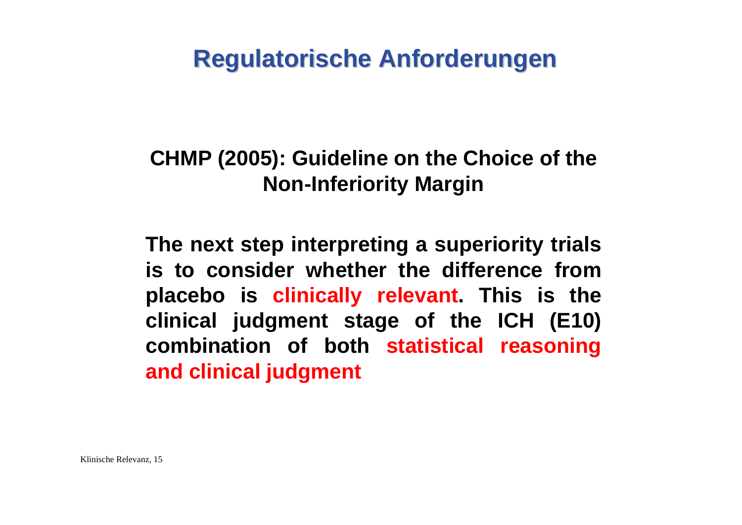# Regulatorische Anforderungen

**CHMP (2005): Guideline on the Choice of the Non-Inferiority Margin**

**The next step interpreting a superiority trials is to consider whether the difference from placebo is clinically relevant. This is the clinical judgment stage of the ICH (E10) combination of both statistical reasoning and clinical judgment**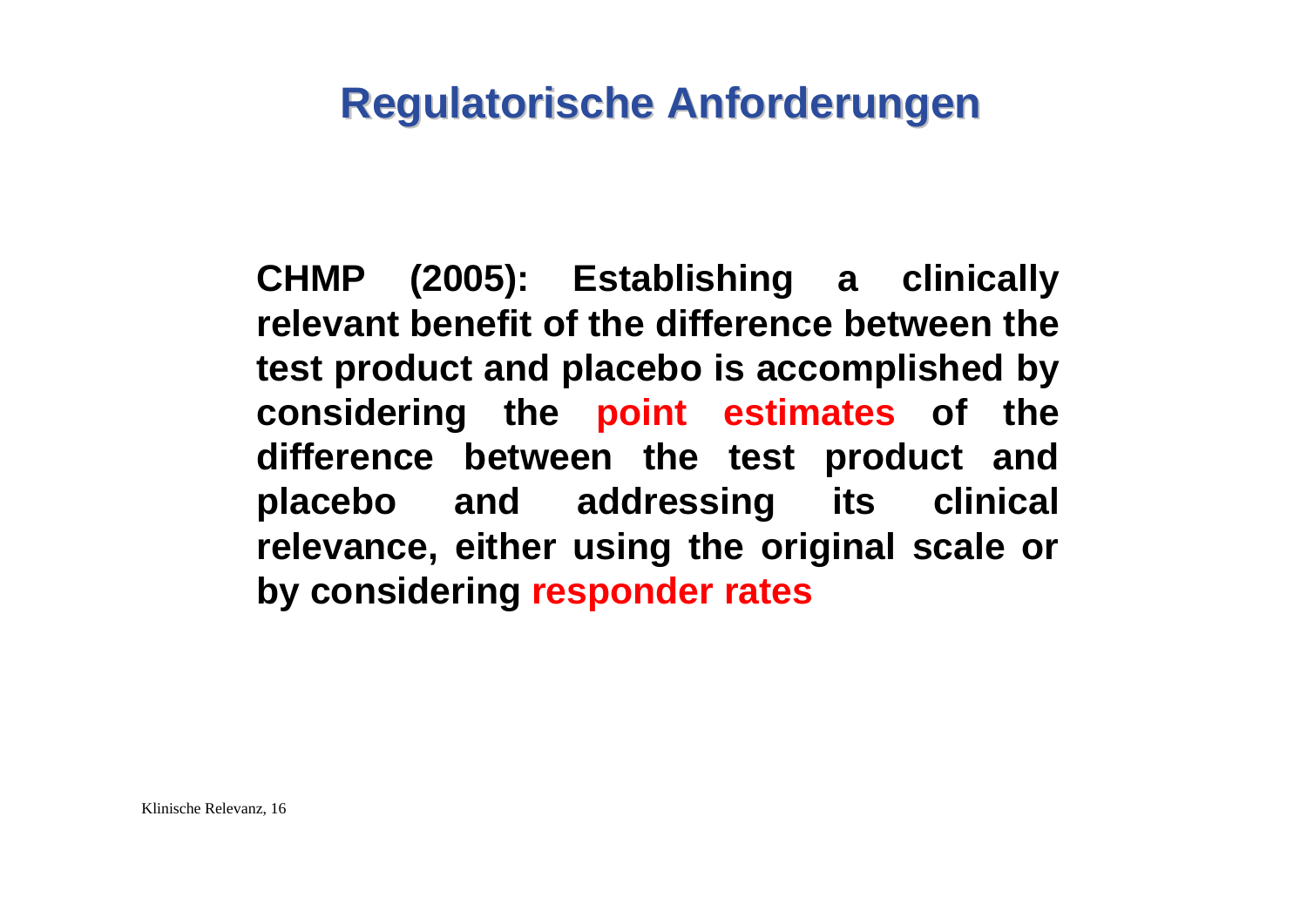# Regulatorische Anforderungen

**CHMP (2005): Establishing a clinically relevant benefit of the difference between the test product and placebo is accomplished by considering the point estimates of the difference between the test product and placebo and addressing its clinical relevance, either using the original scale or by considering responder rates**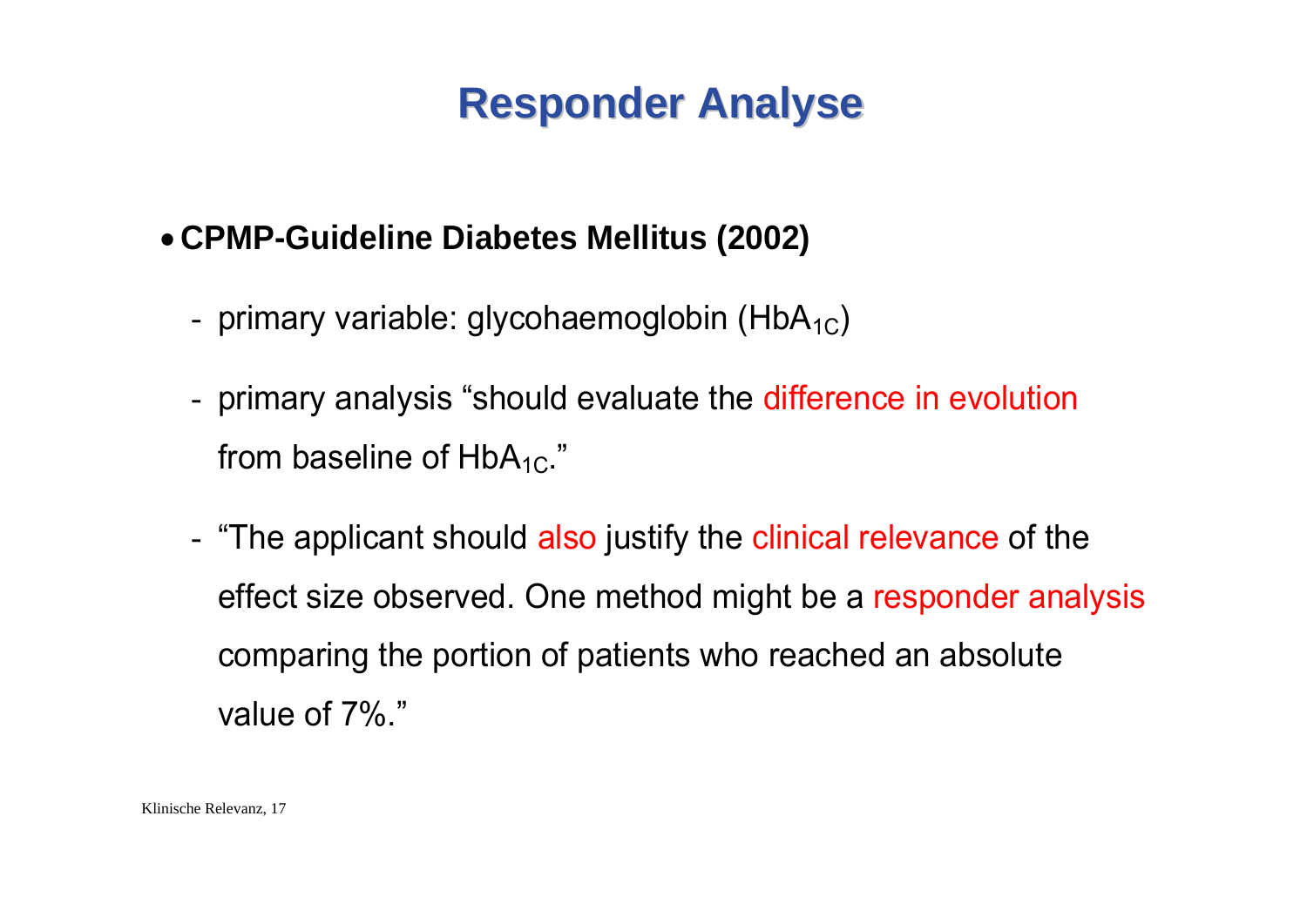# Responder Analyse

- **CPMP-Guideline Diabetes Mellitus (2002)**

  - primary variable: glycohaemoglobin ($HbA_{1C}$)

  - primary analysis "should evaluate the difference in evolution from baseline of $HbA_{1C}$."

  - "The applicant should also justify the clinical relevance of the effect size observed. One method might be a responder analysis comparing the portion of patients who reached an absolute value of 7%."

Klinische Relevanz, 17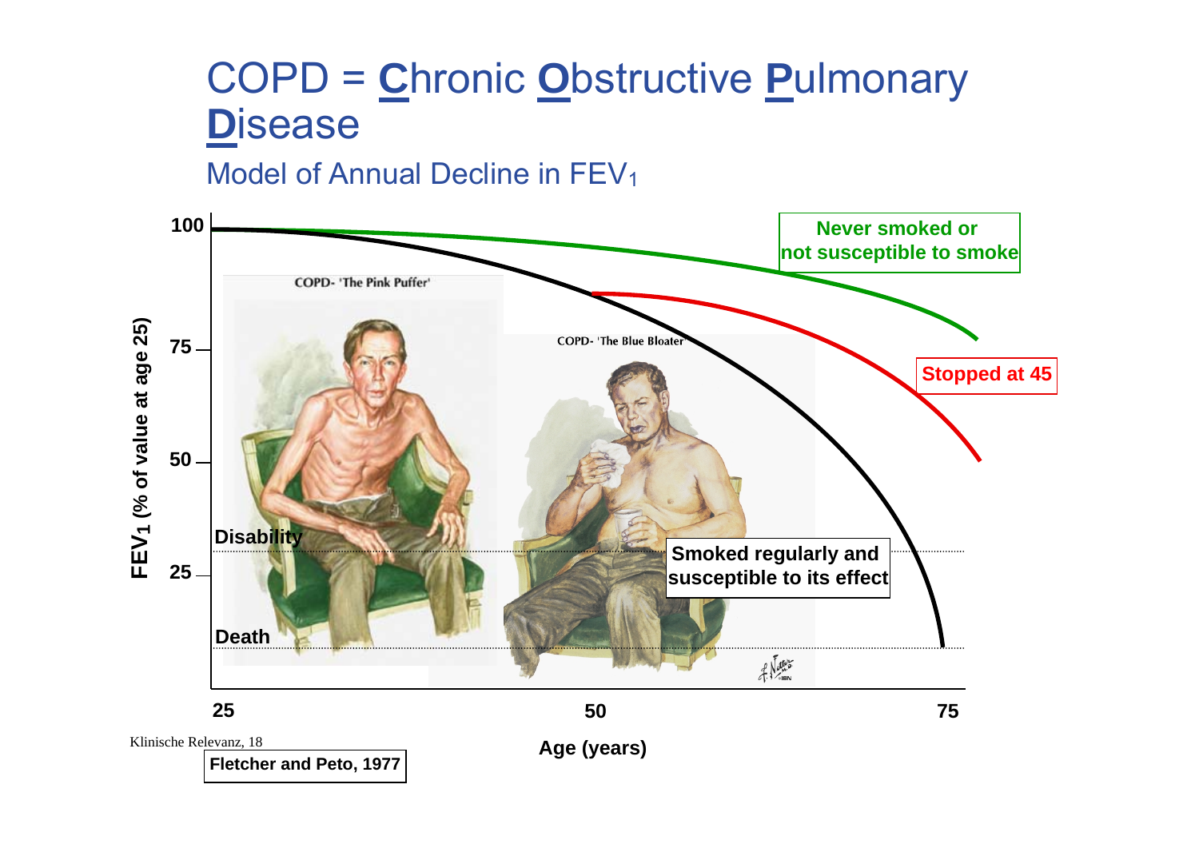# COPD = **C**hronic **O**bstructive **P**ulmonary **D**isease

## Model of Annual Decline in $FEV_1$

$FEV_1$ (% of value at age 25)

100

75

50

25

Disability

Death

COPD- 'The Pink Puffer'

COPD- 'The Blue Bloater'

Never smoked or not susceptible to smoke

Stopped at 45

Smoked regularly and susceptible to its effect

25

50

75

Age (years)

Klinische Relevanz, 18

Fletcher and Peto, 1977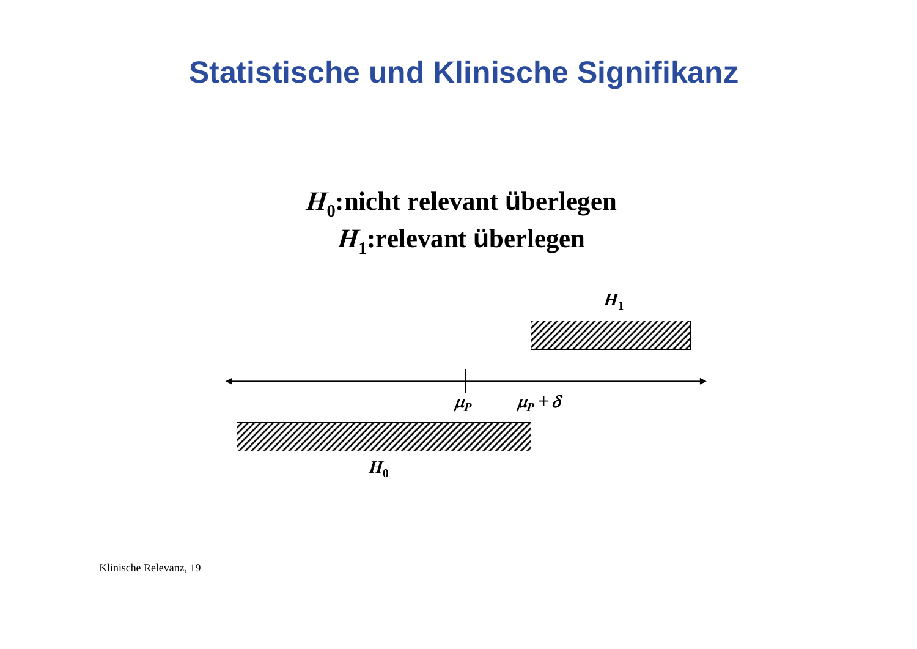# Statistische und Klinische Signifikanz

**$H_0$: nicht relevant überlegen**
**$H_1$: relevant überlegen**

$H_1$

$\mu_P$ $\quad$ $\mu_P + \delta$

$H_0$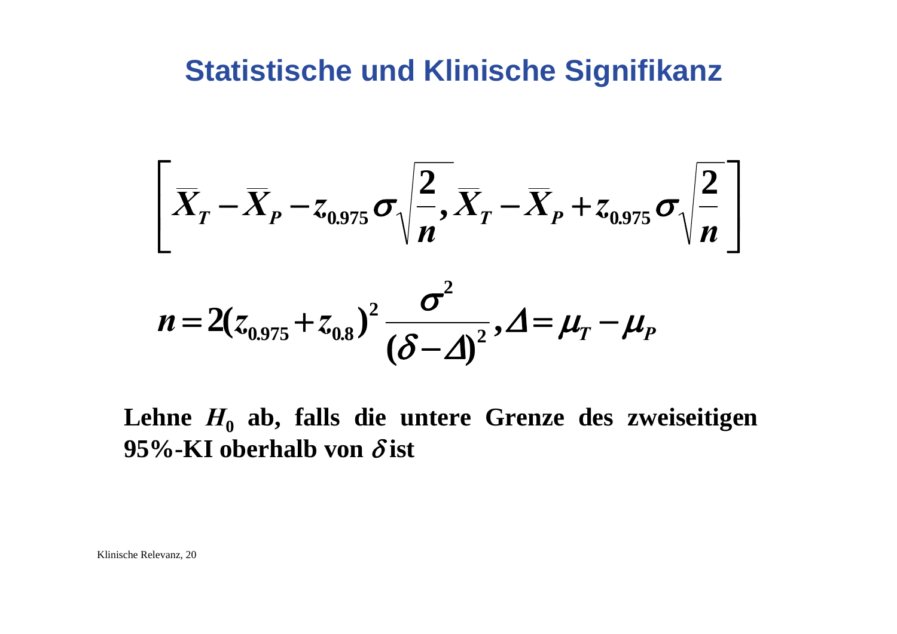# Statistische und Klinische Signifikanz

$$\left[\overline{X}_T - \overline{X}_P - z_{0.975}\,\sigma\sqrt{\frac{2}{n}},\ \overline{X}_T - \overline{X}_P + z_{0.975}\,\sigma\sqrt{\frac{2}{n}}\right]$$

$$n = 2(z_{0.975} + z_{0.8})^2 \frac{\sigma^2}{(\delta - \Delta)^2},\ \Delta = \mu_T - \mu_P$$

**Lehne $H_0$ ab, falls die untere Grenze des zweiseitigen 95%-KI oberhalb von $\delta$ ist**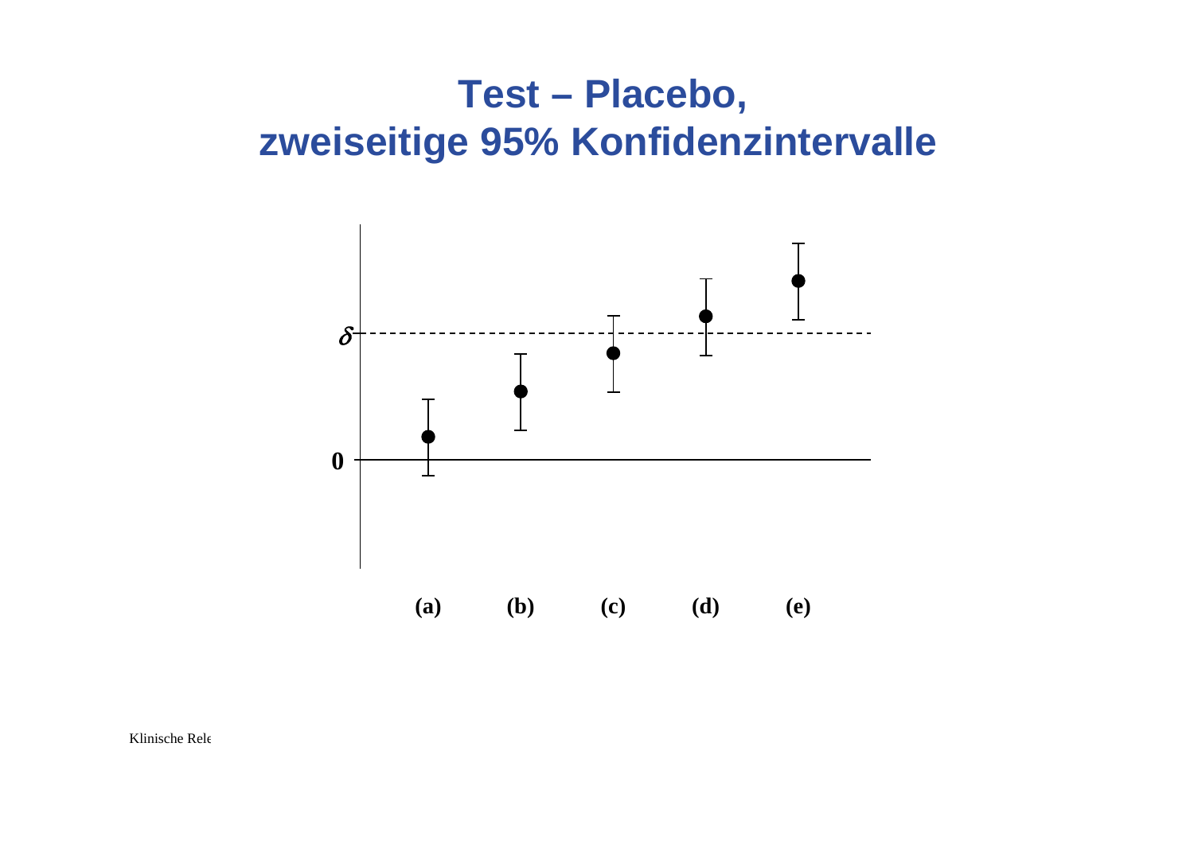# Test – Placebo, zweiseitige 95% Konfidenzintervalle

$\delta$

0

(a) (b) (c) (d) (e)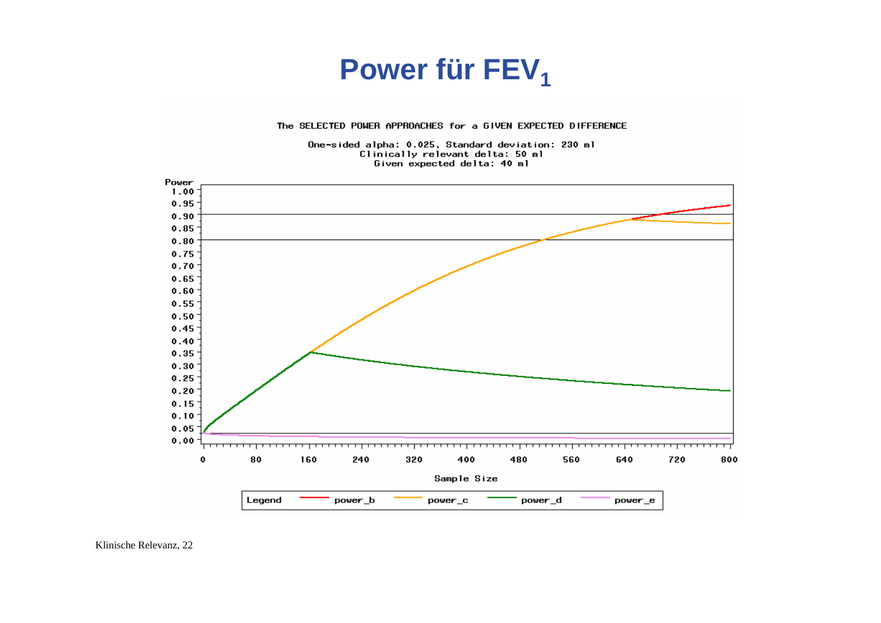# Power für $FEV_1$

The SELECTED POWER APPROACHES for a GIVEN EXPECTED DIFFERENCE

One-sided alpha: 0.025, Standard deviation: 230 ml
Clinically relevant delta: 50 ml
Given expected delta: 40 ml

Power
1.00
0.95
0.90
0.85
0.80
0.75
0.70
0.65
0.60
0.55
0.50
0.45
0.40
0.35
0.30
0.25
0.20
0.15
0.10
0.05
0.00

0 80 160 240 320 400 480 560 640 720 800

Sample Size

Legend power_b power_c power_d power_e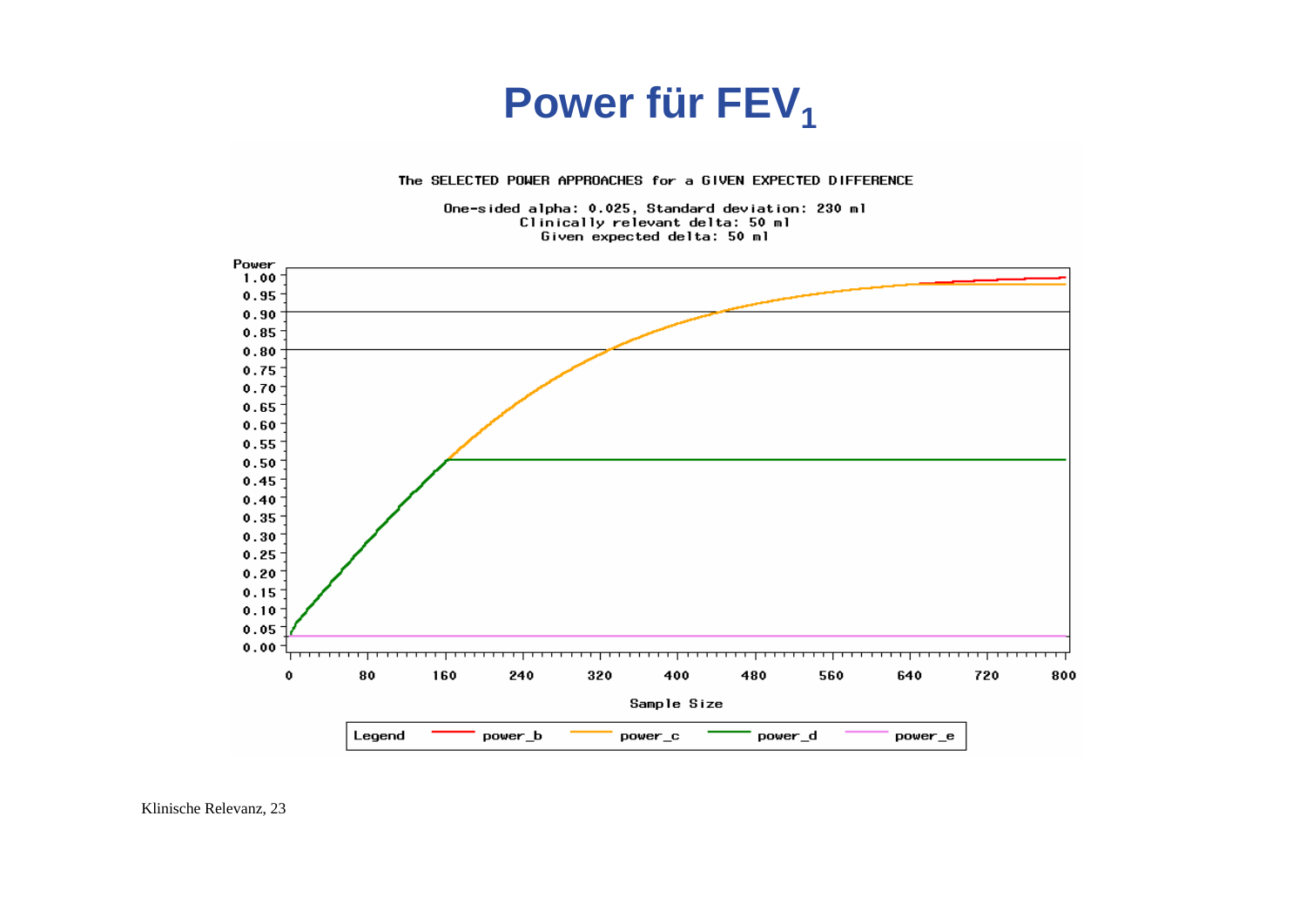# Power für $FEV_1$

The SELECTED POWER APPROACHES for a GIVEN EXPECTED DIFFERENCE

One-sided alpha: 0.025, Standard deviation: 230 ml
Clinically relevant delta: 50 ml
Given expected delta: 50 ml

Power

1.00
0.95
0.90
0.85
0.80
0.75
0.70
0.65
0.60
0.55
0.50
0.45
0.40
0.35
0.30
0.25
0.20
0.15
0.10
0.05
0.00

0 80 160 240 320 400 480 560 640 720 800

Sample Size

Legend power_b power_c power_d power_e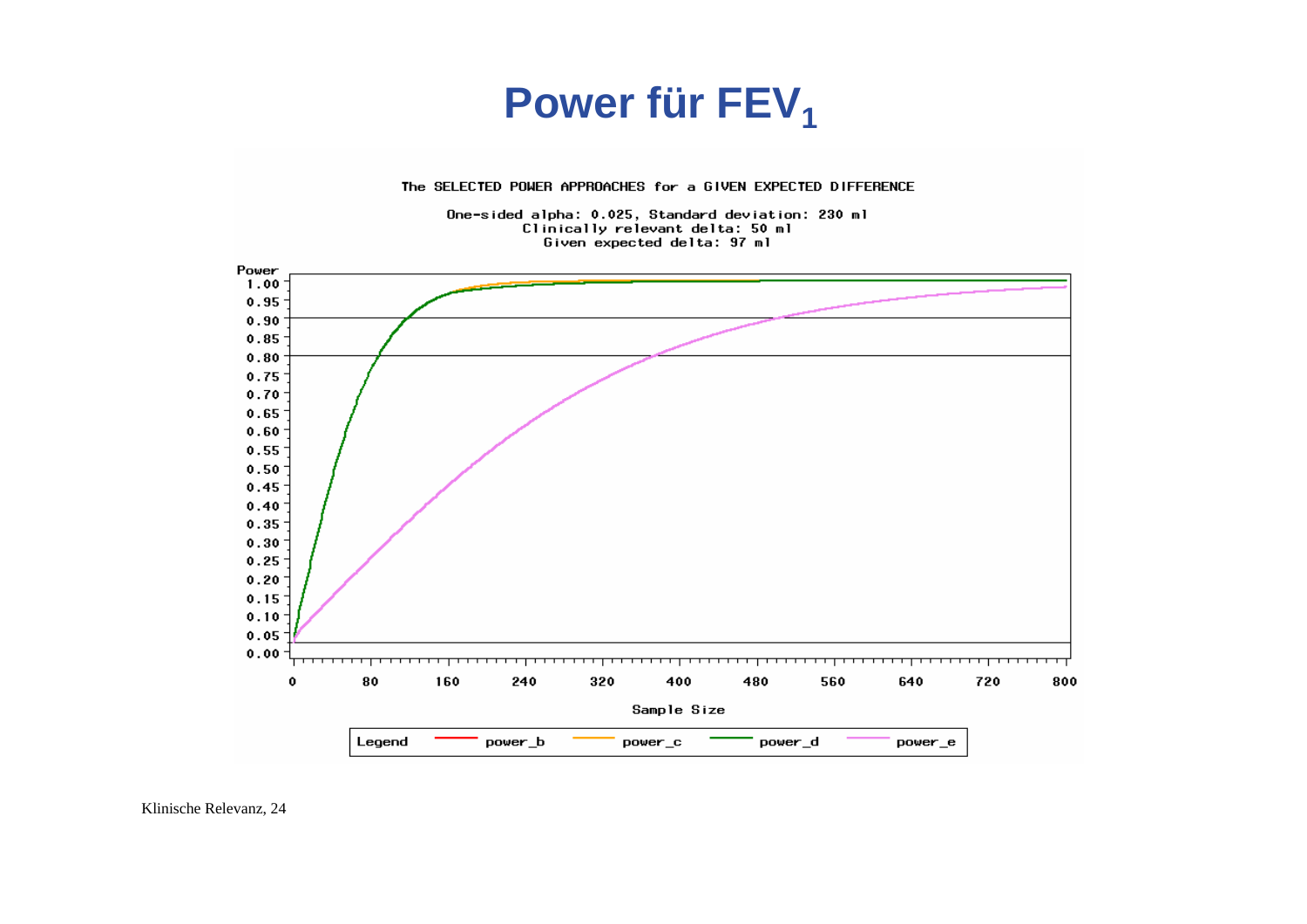# Power für $FEV_1$

The SELECTED POWER APPROACHES for a GIVEN EXPECTED DIFFERENCE

One-sided alpha: 0.025, Standard deviation: 230 ml
Clinically relevant delta: 50 ml
Given expected delta: 97 ml

Power

1.00
0.95
0.90
0.85
0.80
0.75
0.70
0.65
0.60
0.55
0.50
0.45
0.40
0.35
0.30
0.25
0.20
0.15
0.10
0.05
0.00

0 80 160 240 320 400 480 560 640 720 800

Sample Size

Legend: power_b, power_c, power_d, power_e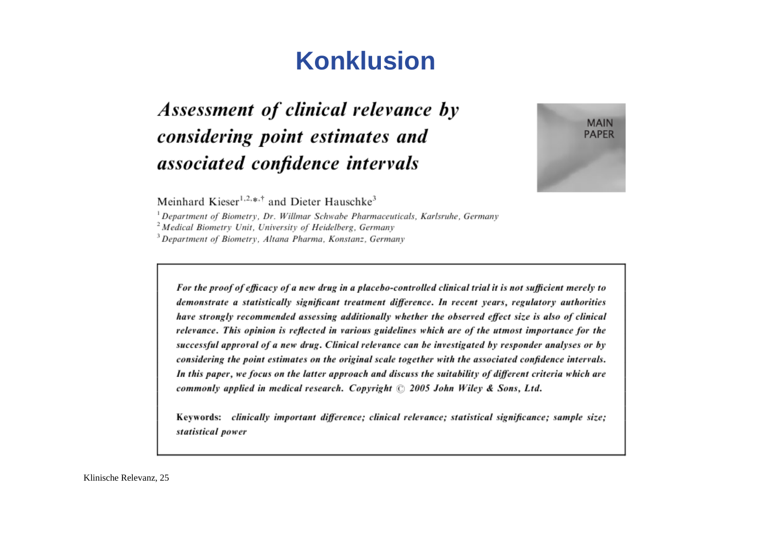# Konklusion

## *Assessment of clinical relevance by considering point estimates and associated confidence intervals*

MAIN PAPER

Meinhard Kieser[1,2,*,†] and Dieter Hauschke[3]

[1] *Department of Biometry, Dr. Willmar Schwabe Pharmaceuticals, Karlsruhe, Germany*
[2] *Medical Biometry Unit, University of Heidelberg, Germany*
[3] *Department of Biometry, Altana Pharma, Konstanz, Germany*

***For the proof of efficacy of a new drug in a placebo-controlled clinical trial it is not sufficient merely to demonstrate a statistically significant treatment difference. In recent years, regulatory authorities have strongly recommended assessing additionally whether the observed effect size is also of clinical relevance. This opinion is reflected in various guidelines which are of the utmost importance for the successful approval of a new drug. Clinical relevance can be investigated by responder analyses or by considering the point estimates on the original scale together with the associated confidence intervals. In this paper, we focus on the latter approach and discuss the suitability of different criteria which are commonly applied in medical research. Copyright © 2005 John Wiley & Sons, Ltd.***

**Keywords:** *clinically important difference; clinical relevance; statistical significance; sample size; statistical power*

Klinische Relevanz, 25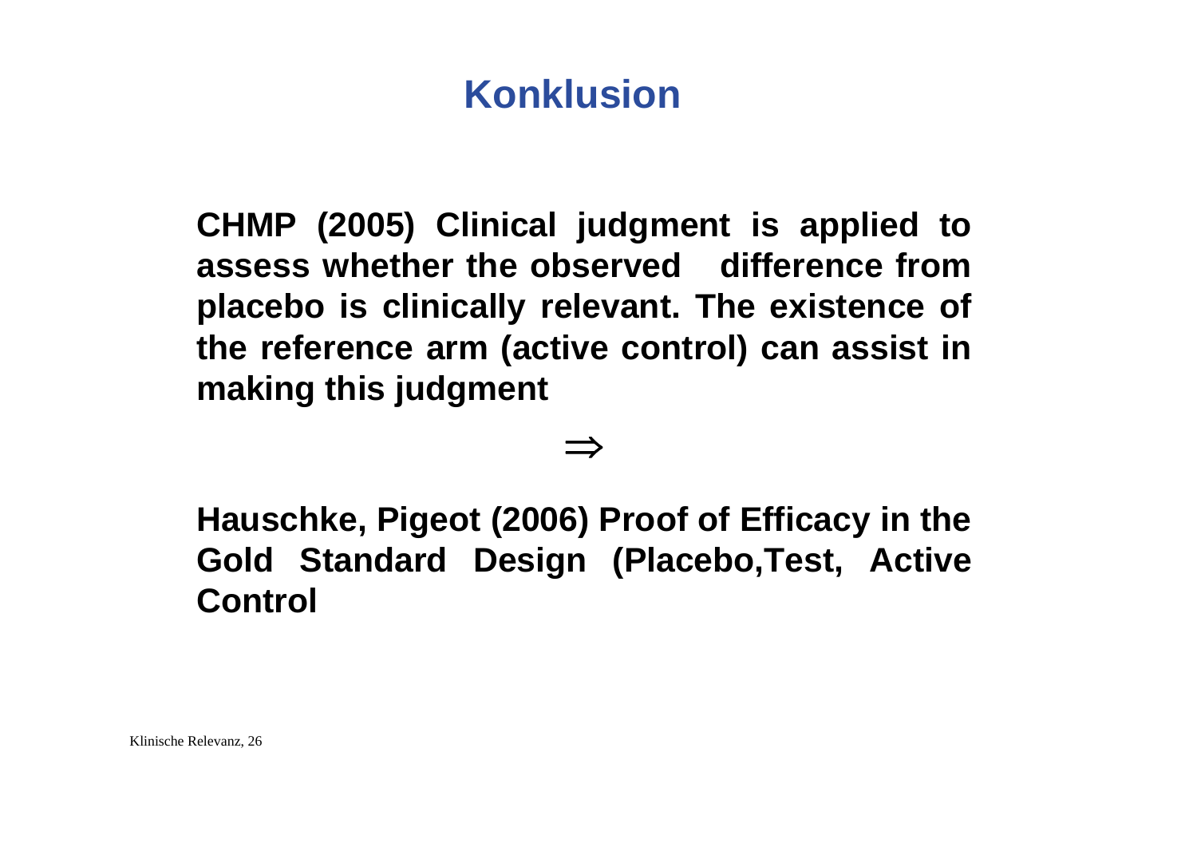# Konklusion

**CHMP (2005) Clinical judgment is applied to assess whether the observed difference from placebo is clinically relevant. The existence of the reference arm (active control) can assist in making this judgment**

$\Rightarrow$

**Hauschke, Pigeot (2006) Proof of Efficacy in the Gold Standard Design (Placebo,Test, Active Control**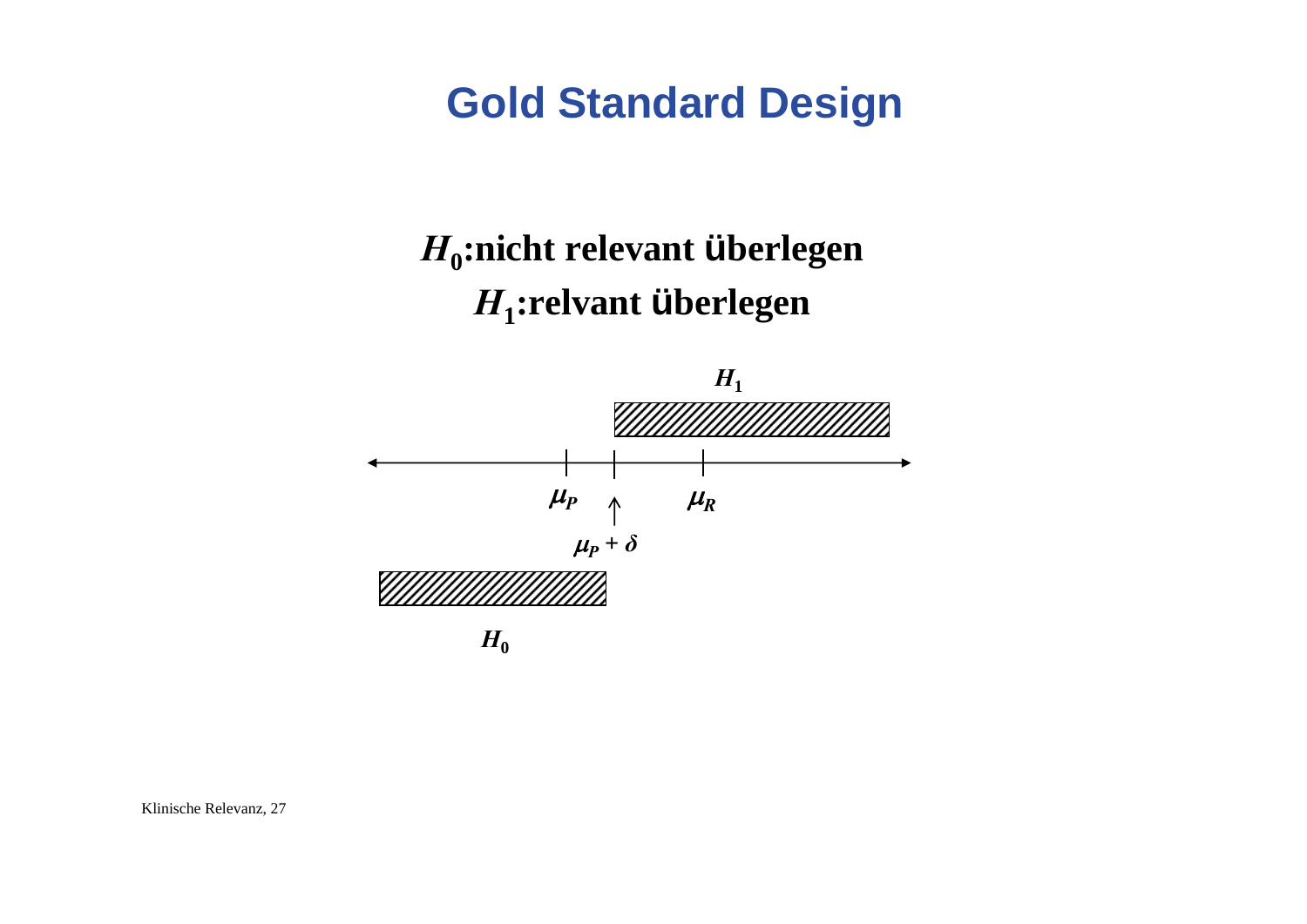# Gold Standard Design

**$H_0$:nicht relevant überlegen**

**$H_1$:relvant überlegen**

$H_1$

$\mu_P$

$\mu_R$

$\mu_P + \delta$

$H_0$

Klinische Relevanz, 27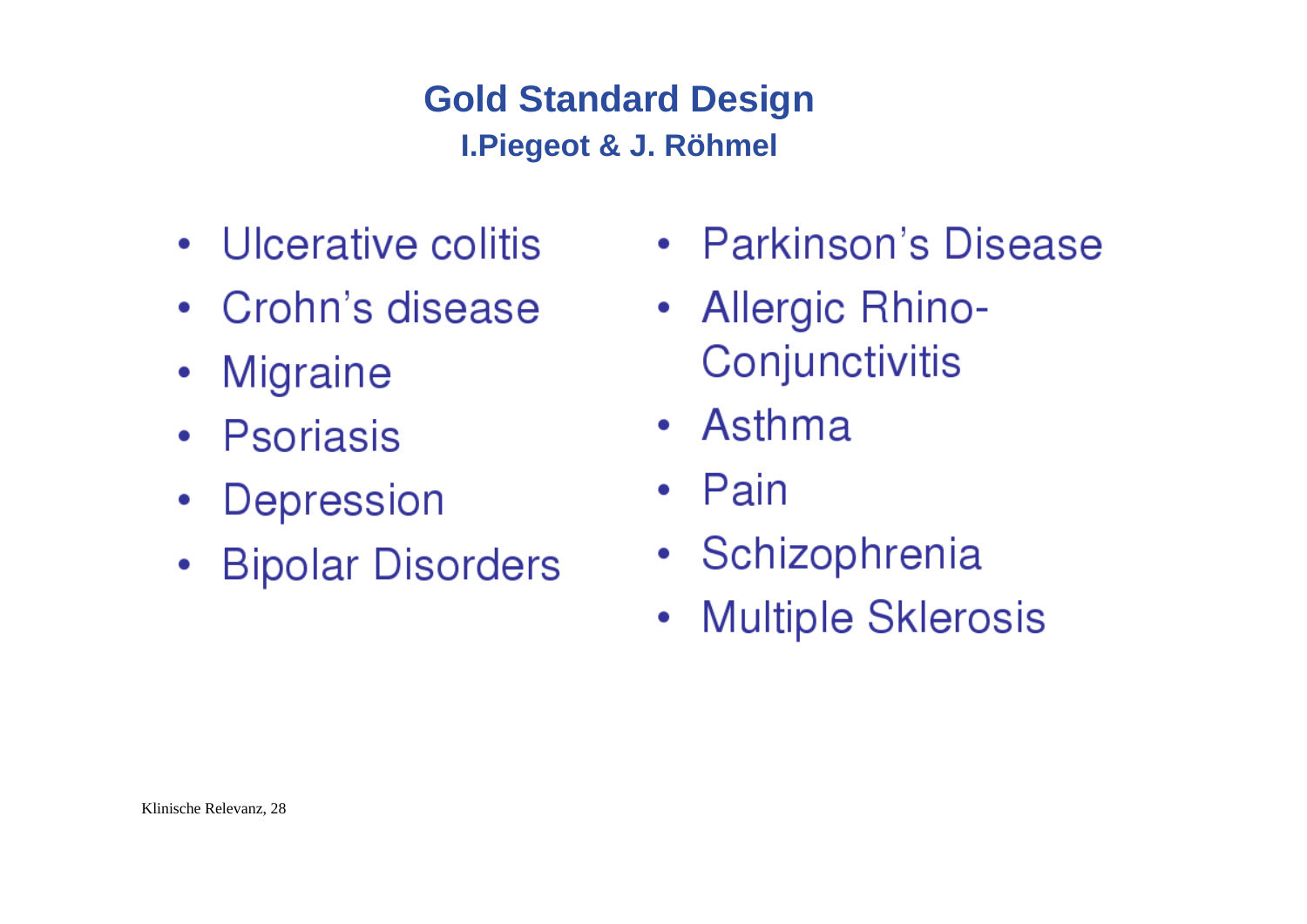# Gold Standard Design

**I.Piegeot & J. Röhmel**

- Ulcerative colitis
- Crohn's disease
- Migraine
- Psoriasis
- Depression
- Bipolar Disorders
- Parkinson's Disease
- Allergic Rhino-Conjunctivitis
- Asthma
- Pain
- Schizophrenia
- Multiple Sklerosis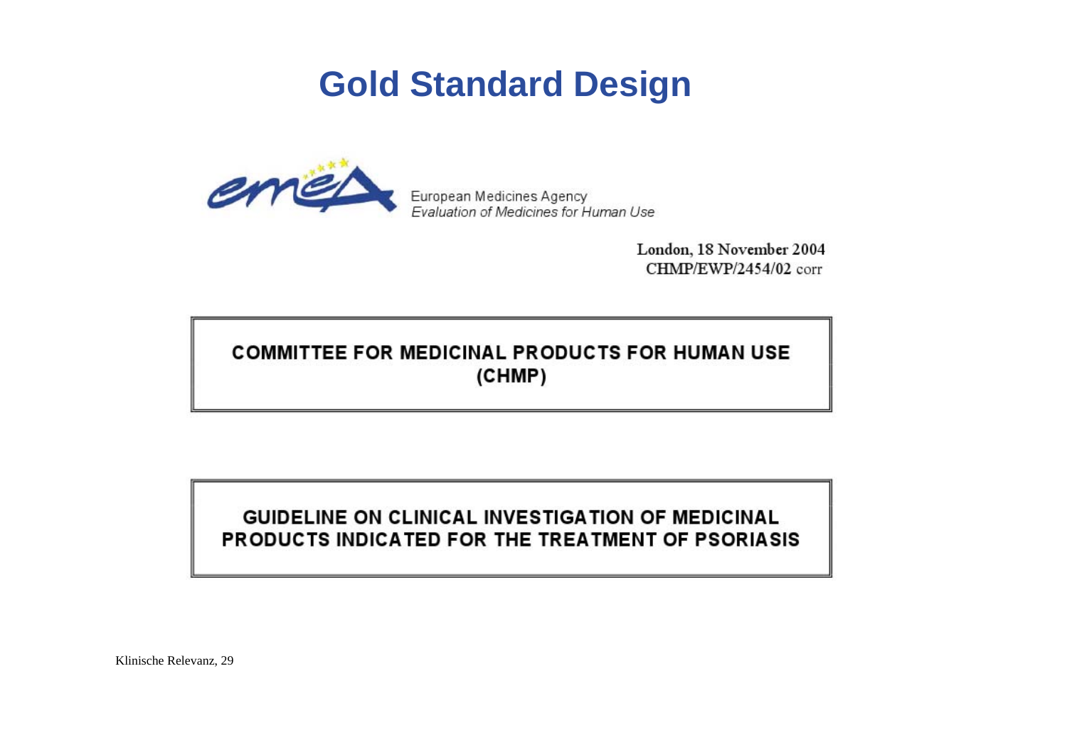# Gold Standard Design

European Medicines Agency
*Evaluation of Medicines for Human Use*

London, 18 November 2004
CHMP/EWP/2454/02 corr

**COMMITTEE FOR MEDICINAL PRODUCTS FOR HUMAN USE (CHMP)**

**GUIDELINE ON CLINICAL INVESTIGATION OF MEDICINAL PRODUCTS INDICATED FOR THE TREATMENT OF PSORIASIS**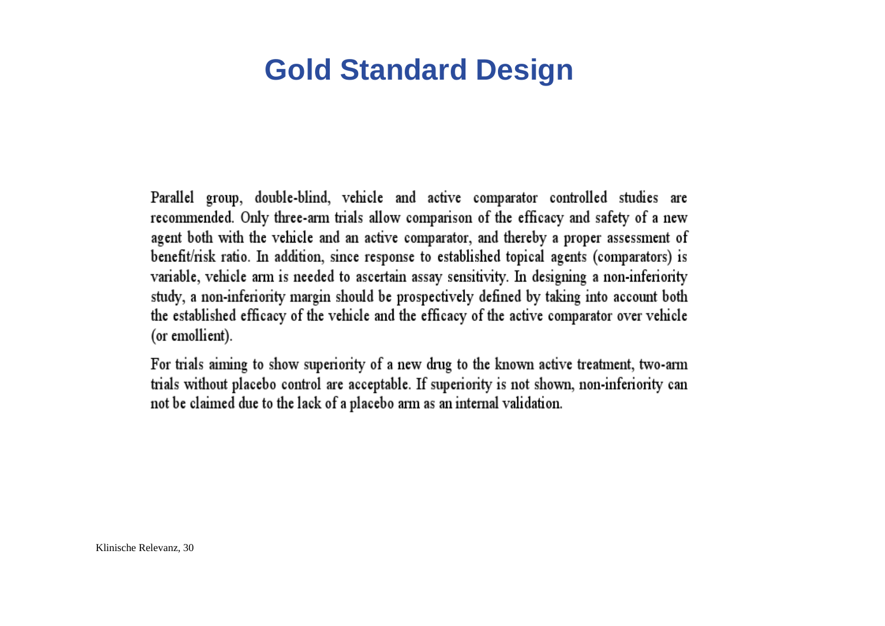# Gold Standard Design

Parallel group, double-blind, vehicle and active comparator controlled studies are recommended. Only three-arm trials allow comparison of the efficacy and safety of a new agent both with the vehicle and an active comparator, and thereby a proper assessment of benefit/risk ratio. In addition, since response to established topical agents (comparators) is variable, vehicle arm is needed to ascertain assay sensitivity. In designing a non-inferiority study, a non-inferiority margin should be prospectively defined by taking into account both the established efficacy of the vehicle and the efficacy of the active comparator over vehicle (or emollient).

For trials aiming to show superiority of a new drug to the known active treatment, two-arm trials without placebo control are acceptable. If superiority is not shown, non-inferiority can not be claimed due to the lack of a placebo arm as an internal validation.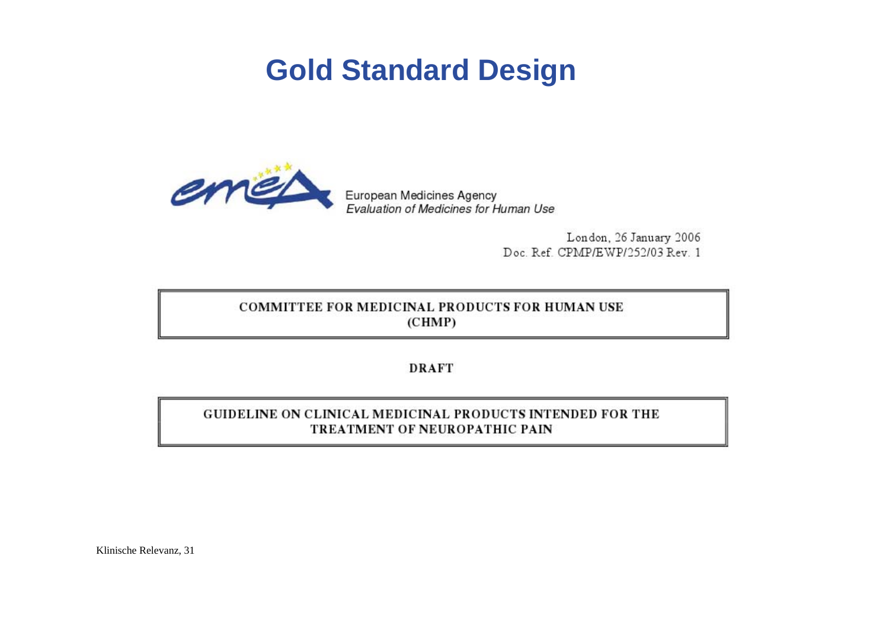# Gold Standard Design

European Medicines Agency
*Evaluation of Medicines for Human Use*

London, 26 January 2006
Doc. Ref. CPMP/EWP/252/03 Rev. 1

**COMMITTEE FOR MEDICINAL PRODUCTS FOR HUMAN USE (CHMP)**

**DRAFT**

**GUIDELINE ON CLINICAL MEDICINAL PRODUCTS INTENDED FOR THE TREATMENT OF NEUROPATHIC PAIN**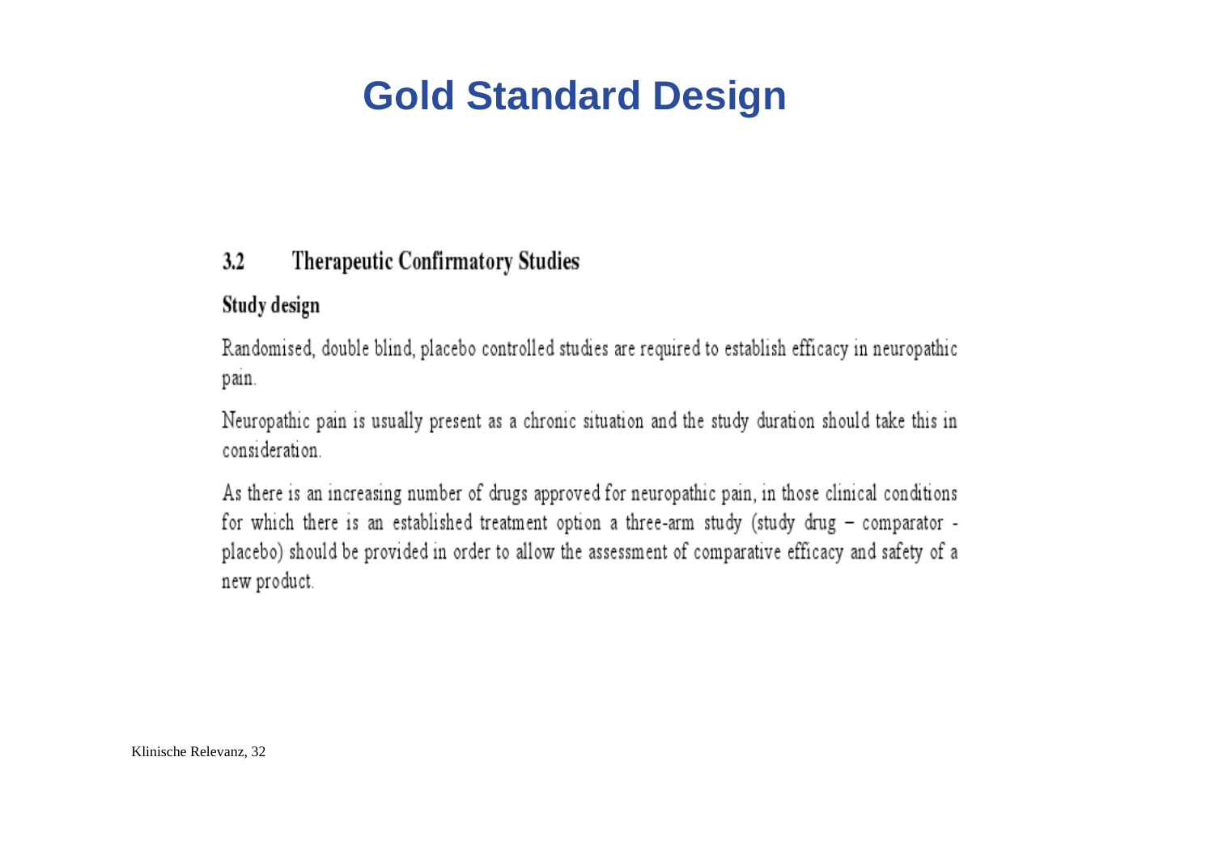# Gold Standard Design

### 3.2 Therapeutic Confirmatory Studies

**Study design**

Randomised, double blind, placebo controlled studies are required to establish efficacy in neuropathic pain.

Neuropathic pain is usually present as a chronic situation and the study duration should take this in consideration.

As there is an increasing number of drugs approved for neuropathic pain, in those clinical conditions for which there is an established treatment option a three-arm study (study drug – comparator - placebo) should be provided in order to allow the assessment of comparative efficacy and safety of a new product.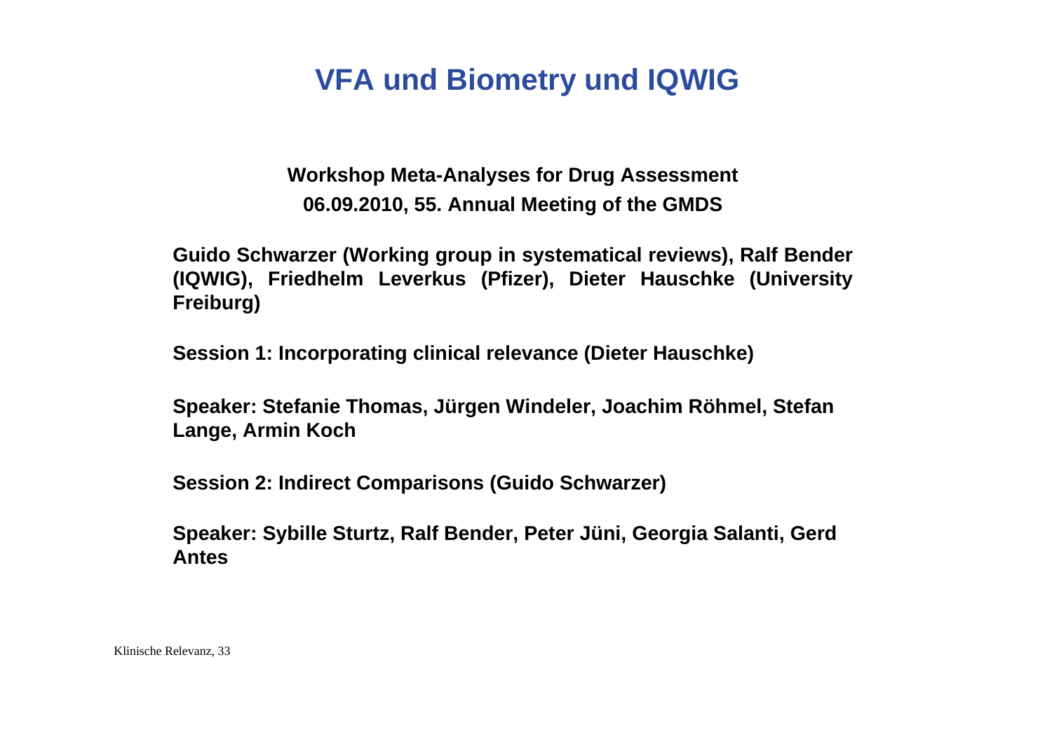# VFA und Biometry und IQWIG

**Workshop Meta-Analyses for Drug Assessment**

**06.09.2010, 55. Annual Meeting of the GMDS**

**Guido Schwarzer (Working group in systematical reviews), Ralf Bender (IQWIG), Friedhelm Leverkus (Pfizer), Dieter Hauschke (University Freiburg)**

**Session 1: Incorporating clinical relevance (Dieter Hauschke)**

**Speaker: Stefanie Thomas, Jürgen Windeler, Joachim Röhmel, Stefan Lange, Armin Koch**

**Session 2: Indirect Comparisons (Guido Schwarzer)**

**Speaker: Sybille Sturtz, Ralf Bender, Peter Jüni, Georgia Salanti, Gerd Antes**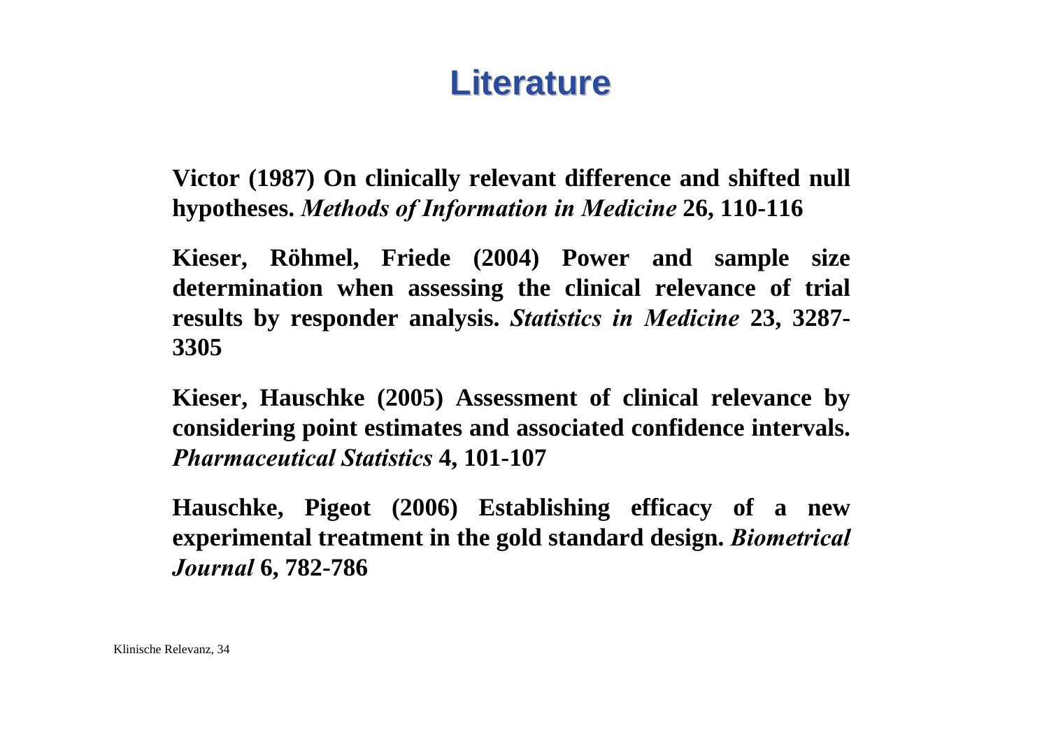# Literature

**Victor (1987) On clinically relevant difference and shifted null hypotheses.** ***Methods of Information in Medicine*** **26, 110-116**

**Kieser, Röhmel, Friede (2004) Power and sample size determination when assessing the clinical relevance of trial results by responder analysis.** ***Statistics in Medicine*** **23, 3287-3305**

**Kieser, Hauschke (2005) Assessment of clinical relevance by considering point estimates and associated confidence intervals.** ***Pharmaceutical Statistics*** **4, 101-107**

**Hauschke, Pigeot (2006) Establishing efficacy of a new experimental treatment in the gold standard design.** ***Biometrical Journal*** **6, 782-786**